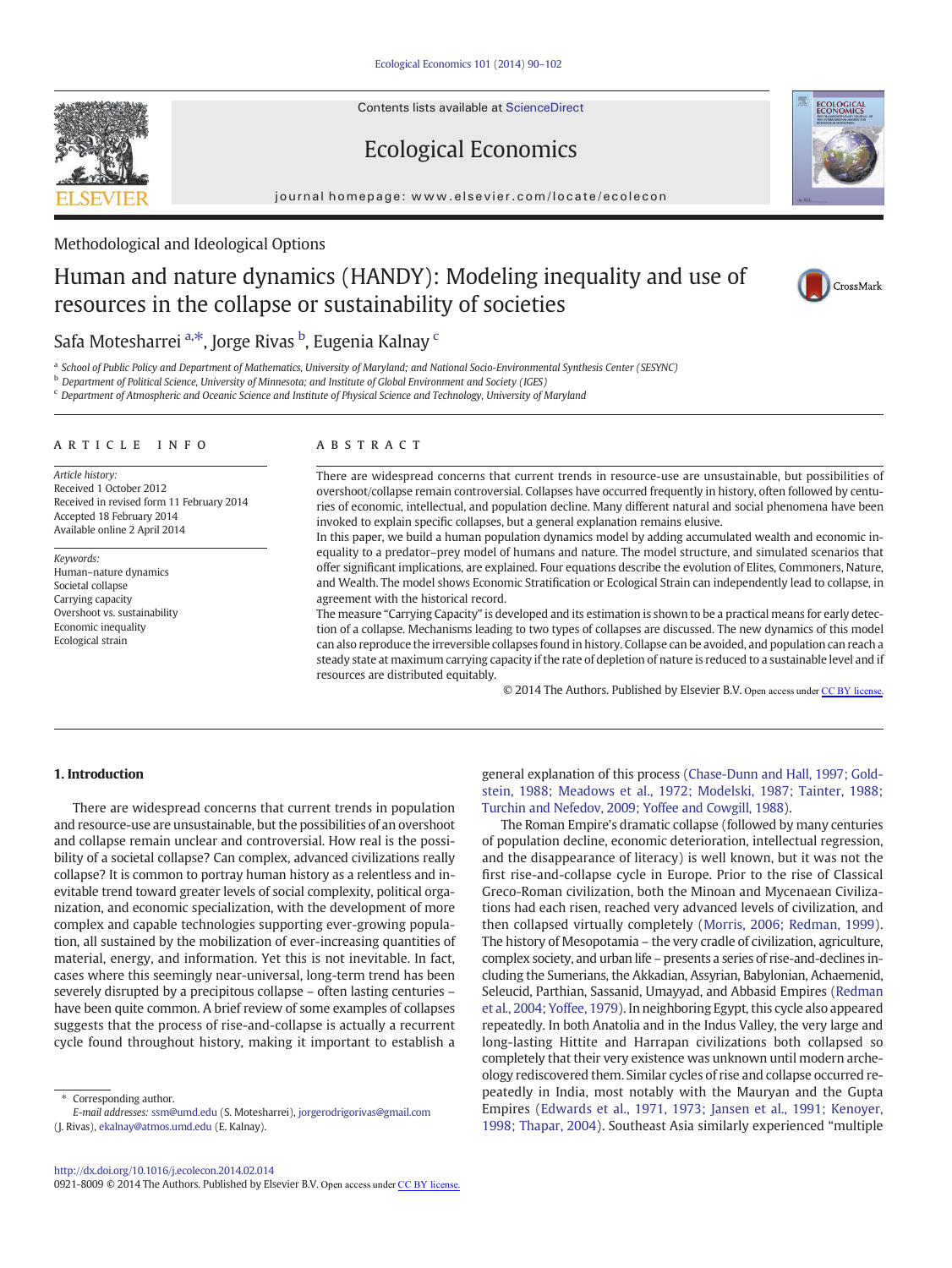Methodological and Ideological Options

# Human and nature dynamics (HANDY): Modeling inequality and use of resources in the collapse or sustainability of societies

Safa Motesharrei [a,*], Jorge Rivas [b], Eugenia Kalnay [c]

[a] School of Public Policy and Department of Mathematics, University of Maryland; and National Socio-Environmental Synthesis Center (SESYNC)
[b] Department of Political Science, University of Minnesota; and Institute of Global Environment and Society (IGES)
[c] Department of Atmospheric and Oceanic Science and Institute of Physical Science and Technology, University of Maryland

## ARTICLE INFO

*Article history:*
Received 1 October 2012
Received in revised form 11 February 2014
Accepted 18 February 2014
Available online 2 April 2014

*Keywords:*
Human–nature dynamics
Societal collapse
Carrying capacity
Overshoot vs. sustainability
Economic inequality
Ecological strain

## ABSTRACT

There are widespread concerns that current trends in resource-use are unsustainable, but possibilities of overshoot/collapse remain controversial. Collapses have occurred frequently in history, often followed by centuries of economic, intellectual, and population decline. Many different natural and social phenomena have been invoked to explain specific collapses, but a general explanation remains elusive.

In this paper, we build a human population dynamics model by adding accumulated wealth and economic inequality to a predator–prey model of humans and nature. The model structure, and simulated scenarios that offer significant implications, are explained. Four equations describe the evolution of Elites, Commoners, Nature, and Wealth. The model shows Economic Stratification or Ecological Strain can independently lead to collapse, in agreement with the historical record.

The measure "Carrying Capacity" is developed and its estimation is shown to be a practical means for early detection of a collapse. Mechanisms leading to two types of collapses are discussed. The new dynamics of this model can also reproduce the irreversible collapses found in history. Collapse can be avoided, and population can reach a steady state at maximum carrying capacity if the rate of depletion of nature is reduced to a sustainable level and if resources are distributed equitably.

© 2014 The Authors. Published by Elsevier B.V. Open access under CC BY license.

## 1. Introduction

There are widespread concerns that current trends in population and resource-use are unsustainable, but the possibilities of an overshoot and collapse remain unclear and controversial. How real is the possibility of a societal collapse? Can complex, advanced civilizations really collapse? It is common to portray human history as a relentless and inevitable trend toward greater levels of social complexity, political organization, and economic specialization, with the development of more complex and capable technologies supporting ever-growing population, all sustained by the mobilization of ever-increasing quantities of material, energy, and information. Yet this is not inevitable. In fact, cases where this seemingly near-universal, long-term trend has been severely disrupted by a precipitous collapse – often lasting centuries – have been quite common. A brief review of some examples of collapses suggests that the process of rise-and-collapse is actually a recurrent cycle found throughout history, making it important to establish a general explanation of this process (Chase-Dunn and Hall, 1997; Goldstein, 1988; Meadows et al., 1972; Modelski, 1987; Tainter, 1988; Turchin and Nefedov, 2009; Yoffee and Cowgill, 1988).

The Roman Empire's dramatic collapse (followed by many centuries of population decline, economic deterioration, intellectual regression, and the disappearance of literacy) is well known, but it was not the first rise-and-collapse cycle in Europe. Prior to the rise of Classical Greco-Roman civilization, both the Minoan and Mycenaean Civilizations had each risen, reached very advanced levels of civilization, and then collapsed virtually completely (Morris, 2006; Redman, 1999). The history of Mesopotamia – the very cradle of civilization, agriculture, complex society, and urban life – presents a series of rise-and-declines including the Sumerians, the Akkadian, Assyrian, Babylonian, Achaemenid, Seleucid, Parthian, Sassanid, Umayyad, and Abbasid Empires (Redman et al., 2004; Yoffee, 1979). In neighboring Egypt, this cycle also appeared repeatedly. In both Anatolia and in the Indus Valley, the very large and long-lasting Hittite and Harrapan civilizations both collapsed so completely that their very existence was unknown until modern archeology rediscovered them. Similar cycles of rise and collapse occurred repeatedly in India, most notably with the Mauryan and the Gupta Empires (Edwards et al., 1971, 1973; Jansen et al., 1991; Kenoyer, 1998; Thapar, 2004). Southeast Asia similarly experienced "multiple

\* Corresponding author.
*E-mail addresses:* ssm@umd.edu (S. Motesharrei), jorgerodrigorivas@gmail.com (J. Rivas), ekalnay@atmos.umd.edu (E. Kalnay).

http://dx.doi.org/10.1016/j.ecolecon.2014.02.014
0921-8009 © 2014 The Authors. Published by Elsevier B.V. Open access under CC BY license.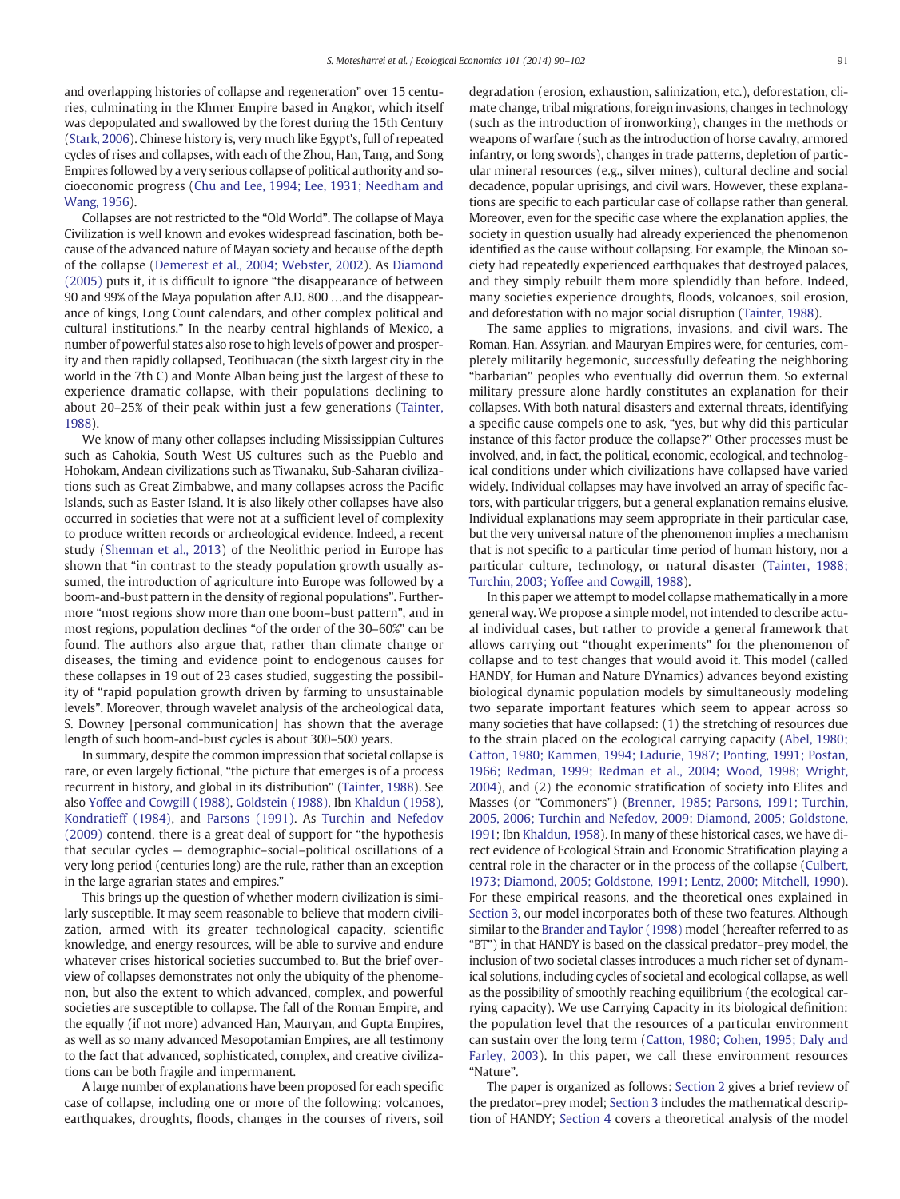and overlapping histories of collapse and regeneration" over 15 centuries, culminating in the Khmer Empire based in Angkor, which itself was depopulated and swallowed by the forest during the 15th Century (Stark, 2006). Chinese history is, very much like Egypt's, full of repeated cycles of rises and collapses, with each of the Zhou, Han, Tang, and Song Empires followed by a very serious collapse of political authority and socioeconomic progress (Chu and Lee, 1994; Lee, 1931; Needham and Wang, 1956).

Collapses are not restricted to the "Old World". The collapse of Maya Civilization is well known and evokes widespread fascination, both because of the advanced nature of Mayan society and because of the depth of the collapse (Demerest et al., 2004; Webster, 2002). As Diamond (2005) puts it, it is difficult to ignore "the disappearance of between 90 and 99% of the Maya population after A.D. 800 …and the disappearance of kings, Long Count calendars, and other complex political and cultural institutions." In the nearby central highlands of Mexico, a number of powerful states also rose to high levels of power and prosperity and then rapidly collapsed, Teotihuacan (the sixth largest city in the world in the 7th C) and Monte Alban being just the largest of these to experience dramatic collapse, with their populations declining to about 20–25% of their peak within just a few generations (Tainter, 1988).

We know of many other collapses including Mississippian Cultures such as Cahokia, South West US cultures such as the Pueblo and Hohokam, Andean civilizations such as Tiwanaku, Sub-Saharan civilizations such as Great Zimbabwe, and many collapses across the Pacific Islands, such as Easter Island. It is also likely other collapses have also occurred in societies that were not at a sufficient level of complexity to produce written records or archeological evidence. Indeed, a recent study (Shennan et al., 2013) of the Neolithic period in Europe has shown that "in contrast to the steady population growth usually assumed, the introduction of agriculture into Europe was followed by a boom-and-bust pattern in the density of regional populations". Furthermore "most regions show more than one boom–bust pattern", and in most regions, population declines "of the order of the 30–60%" can be found. The authors also argue that, rather than climate change or diseases, the timing and evidence point to endogenous causes for these collapses in 19 out of 23 cases studied, suggesting the possibility of "rapid population growth driven by farming to unsustainable levels". Moreover, through wavelet analysis of the archeological data, S. Downey [personal communication] has shown that the average length of such boom-and-bust cycles is about 300–500 years.

In summary, despite the common impression that societal collapse is rare, or even largely fictional, "the picture that emerges is of a process recurrent in history, and global in its distribution" (Tainter, 1988). See also Yoffee and Cowgill (1988), Goldstein (1988), Ibn Khaldun (1958), Kondratieff (1984), and Parsons (1991). As Turchin and Nefedov (2009) contend, there is a great deal of support for "the hypothesis that secular cycles — demographic–social–political oscillations of a very long period (centuries long) are the rule, rather than an exception in the large agrarian states and empires."

This brings up the question of whether modern civilization is similarly susceptible. It may seem reasonable to believe that modern civilization, armed with its greater technological capacity, scientific knowledge, and energy resources, will be able to survive and endure whatever crises historical societies succumbed to. But the brief overview of collapses demonstrates not only the ubiquity of the phenomenon, but also the extent to which advanced, complex, and powerful societies are susceptible to collapse. The fall of the Roman Empire, and the equally (if not more) advanced Han, Mauryan, and Gupta Empires, as well as so many advanced Mesopotamian Empires, are all testimony to the fact that advanced, sophisticated, complex, and creative civilizations can be both fragile and impermanent.

A large number of explanations have been proposed for each specific case of collapse, including one or more of the following: volcanoes, earthquakes, droughts, floods, changes in the courses of rivers, soil degradation (erosion, exhaustion, salinization, etc.), deforestation, climate change, tribal migrations, foreign invasions, changes in technology (such as the introduction of ironworking), changes in the methods or weapons of warfare (such as the introduction of horse cavalry, armored infantry, or long swords), changes in trade patterns, depletion of particular mineral resources (e.g., silver mines), cultural decline and social decadence, popular uprisings, and civil wars. However, these explanations are specific to each particular case of collapse rather than general. Moreover, even for the specific case where the explanation applies, the society in question usually had already experienced the phenomenon identified as the cause without collapsing. For example, the Minoan society had repeatedly experienced earthquakes that destroyed palaces, and they simply rebuilt them more splendidly than before. Indeed, many societies experience droughts, floods, volcanoes, soil erosion, and deforestation with no major social disruption (Tainter, 1988).

The same applies to migrations, invasions, and civil wars. The Roman, Han, Assyrian, and Mauryan Empires were, for centuries, completely militarily hegemonic, successfully defeating the neighboring "barbarian" peoples who eventually did overrun them. So external military pressure alone hardly constitutes an explanation for their collapses. With both natural disasters and external threats, identifying a specific cause compels one to ask, "yes, but why did this particular instance of this factor produce the collapse?" Other processes must be involved, and, in fact, the political, economic, ecological, and technological conditions under which civilizations have collapsed have varied widely. Individual collapses may have involved an array of specific factors, with particular triggers, but a general explanation remains elusive. Individual explanations may seem appropriate in their particular case, but the very universal nature of the phenomenon implies a mechanism that is not specific to a particular time period of human history, nor a particular culture, technology, or natural disaster (Tainter, 1988; Turchin, 2003; Yoffee and Cowgill, 1988).

In this paper we attempt to model collapse mathematically in a more general way. We propose a simple model, not intended to describe actual individual cases, but rather to provide a general framework that allows carrying out "thought experiments" for the phenomenon of collapse and to test changes that would avoid it. This model (called HANDY, for Human and Nature DYnamics) advances beyond existing biological dynamic population models by simultaneously modeling two separate important features which seem to appear across so many societies that have collapsed: (1) the stretching of resources due to the strain placed on the ecological carrying capacity (Abel, 1980; Catton, 1980; Kammen, 1994; Ladurie, 1987; Ponting, 1991; Postan, 1966; Redman, 1999; Redman et al., 2004; Wood, 1998; Wright, 2004), and (2) the economic stratification of society into Elites and Masses (or "Commoners") (Brenner, 1985; Parsons, 1991; Turchin, 2005, 2006; Turchin and Nefedov, 2009; Diamond, 2005; Goldstone, 1991; Ibn Khaldun, 1958). In many of these historical cases, we have direct evidence of Ecological Strain and Economic Stratification playing a central role in the character or in the process of the collapse (Culbert, 1973; Diamond, 2005; Goldstone, 1991; Lentz, 2000; Mitchell, 1990). For these empirical reasons, and the theoretical ones explained in Section 3, our model incorporates both of these two features. Although similar to the Brander and Taylor (1998) model (hereafter referred to as "BT") in that HANDY is based on the classical predator–prey model, the inclusion of two societal classes introduces a much richer set of dynamical solutions, including cycles of societal and ecological collapse, as well as the possibility of smoothly reaching equilibrium (the ecological carrying capacity). We use Carrying Capacity in its biological definition: the population level that the resources of a particular environment can sustain over the long term (Catton, 1980; Cohen, 1995; Daly and Farley, 2003). In this paper, we call these environment resources "Nature".

The paper is organized as follows: Section 2 gives a brief review of the predator–prey model; Section 3 includes the mathematical description of HANDY; Section 4 covers a theoretical analysis of the model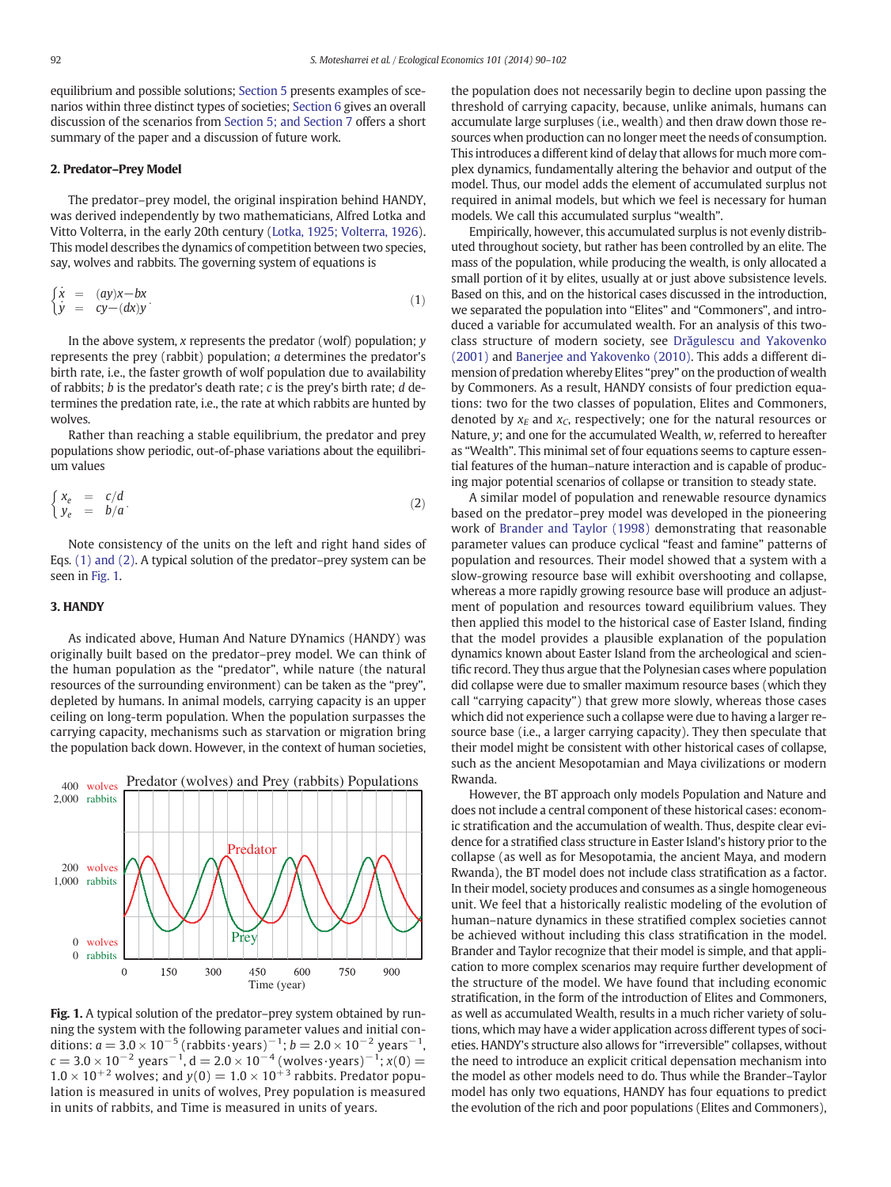equilibrium and possible solutions; Section 5 presents examples of scenarios within three distinct types of societies; Section 6 gives an overall discussion of the scenarios from Section 5; and Section 7 offers a short summary of the paper and a discussion of future work.

## 2. Predator–Prey Model

The predator–prey model, the original inspiration behind HANDY, was derived independently by two mathematicians, Alfred Lotka and Vitto Volterra, in the early 20th century (Lotka, 1925; Volterra, 1926). This model describes the dynamics of competition between two species, say, wolves and rabbits. The governing system of equations is

$$\begin{cases} \dot{x} &= (ay)x - bx \\ \dot{y} &= cy - (dx)y \end{cases}. \tag{1}$$

In the above system, $x$ represents the predator (wolf) population; $y$ represents the prey (rabbit) population; $a$ determines the predator's birth rate, i.e., the faster growth of wolf population due to availability of rabbits; $b$ is the predator's death rate; $c$ is the prey's birth rate; $d$ determines the predation rate, i.e., the rate at which rabbits are hunted by wolves.

Rather than reaching a stable equilibrium, the predator and prey populations show periodic, out-of-phase variations about the equilibrium values

$$\begin{cases} x_e &= c/d \\ y_e &= b/a \end{cases}. \tag{2}$$

Note consistency of the units on the left and right hand sides of Eqs. (1) and (2). A typical solution of the predator–prey system can be seen in Fig. 1.

## 3. HANDY

As indicated above, Human And Nature DYnamics (HANDY) was originally built based on the predator–prey model. We can think of the human population as the "predator", while nature (the natural resources of the surrounding environment) can be taken as the "prey", depleted by humans. In animal models, carrying capacity is an upper ceiling on long-term population. When the population surpasses the carrying capacity, mechanisms such as starvation or migration bring the population back down. However, in the context of human societies,

Predator (wolves) and Prey (rabbits) Populations

400 wolves
2,000 rabbits
200 wolves
1,000 rabbits
0 wolves
0 rabbits

Predator

Prey

0 150 300 450 600 750 900

Time (year)

**Fig. 1.** A typical solution of the predator–prey system obtained by running the system with the following parameter values and initial conditions: $a = 3.0 \times 10^{-5}$ (rabbits·years)$^{-1}$; $b = 2.0 \times 10^{-2}$ years$^{-1}$, $c = 3.0 \times 10^{-2}$ years$^{-1}$, $d = 2.0 \times 10^{-4}$ (wolves·years)$^{-1}$; $x(0) = 1.0 \times 10^{+2}$ wolves; and $y(0) = 1.0 \times 10^{+3}$ rabbits. Predator population is measured in units of wolves, Prey population is measured in units of rabbits, and Time is measured in units of years.

the population does not necessarily begin to decline upon passing the threshold of carrying capacity, because, unlike animals, humans can accumulate large surpluses (i.e., wealth) and then draw down those resources when production can no longer meet the needs of consumption. This introduces a different kind of delay that allows for much more complex dynamics, fundamentally altering the behavior and output of the model. Thus, our model adds the element of accumulated surplus not required in animal models, but which we feel is necessary for human models. We call this accumulated surplus "wealth".

Empirically, however, this accumulated surplus is not evenly distributed throughout society, but rather has been controlled by an elite. The mass of the population, while producing the wealth, is only allocated a small portion of it by elites, usually at or just above subsistence levels. Based on this, and on the historical cases discussed in the introduction, we separated the population into "Elites" and "Commoners", and introduced a variable for accumulated wealth. For an analysis of this two-class structure of modern society, see Drăgulescu and Yakovenko (2001) and Banerjee and Yakovenko (2010). This adds a different dimension of predation whereby Elites "prey" on the production of wealth by Commoners. As a result, HANDY consists of four prediction equations: two for the two classes of population, Elites and Commoners, denoted by $x_E$ and $x_C$, respectively; one for the natural resources or Nature, $y$; and one for the accumulated Wealth, $w$, referred to hereafter as "Wealth". This minimal set of four equations seems to capture essential features of the human–nature interaction and is capable of producing major potential scenarios of collapse or transition to steady state.

A similar model of population and renewable resource dynamics based on the predator–prey model was developed in the pioneering work of Brander and Taylor (1998) demonstrating that reasonable parameter values can produce cyclical "feast and famine" patterns of population and resources. Their model showed that a system with a slow-growing resource base will exhibit overshooting and collapse, whereas a more rapidly growing resource base will produce an adjustment of population and resources toward equilibrium values. They then applied this model to the historical case of Easter Island, finding that the model provides a plausible explanation of the population dynamics known about Easter Island from the archeological and scientific record. They thus argue that the Polynesian cases where population did collapse were due to smaller maximum resource bases (which they call "carrying capacity") that grew more slowly, whereas those cases which did not experience such a collapse were due to having a larger resource base (i.e., a larger carrying capacity). They then speculate that their model might be consistent with other historical cases of collapse, such as the ancient Mesopotamian and Maya civilizations or modern Rwanda.

However, the BT approach only models Population and Nature and does not include a central component of these historical cases: economic stratification and the accumulation of wealth. Thus, despite clear evidence for a stratified class structure in Easter Island's history prior to the collapse (as well as for Mesopotamia, the ancient Maya, and modern Rwanda), the BT model does not include class stratification as a factor. In their model, society produces and consumes as a single homogeneous unit. We feel that a historically realistic modeling of the evolution of human–nature dynamics in these stratified complex societies cannot be achieved without including this class stratification in the model. Brander and Taylor recognize that their model is simple, and that application to more complex scenarios may require further development of the structure of the model. We have found that including economic stratification, in the form of the introduction of Elites and Commoners, as well as accumulated Wealth, results in a much richer variety of solutions, which may have a wider application across different types of societies. HANDY's structure also allows for "irreversible" collapses, without the need to introduce an explicit critical depensation mechanism into the model as other models need to do. Thus while the Brander–Taylor model has only two equations, HANDY has four equations to predict the evolution of the rich and poor populations (Elites and Commoners),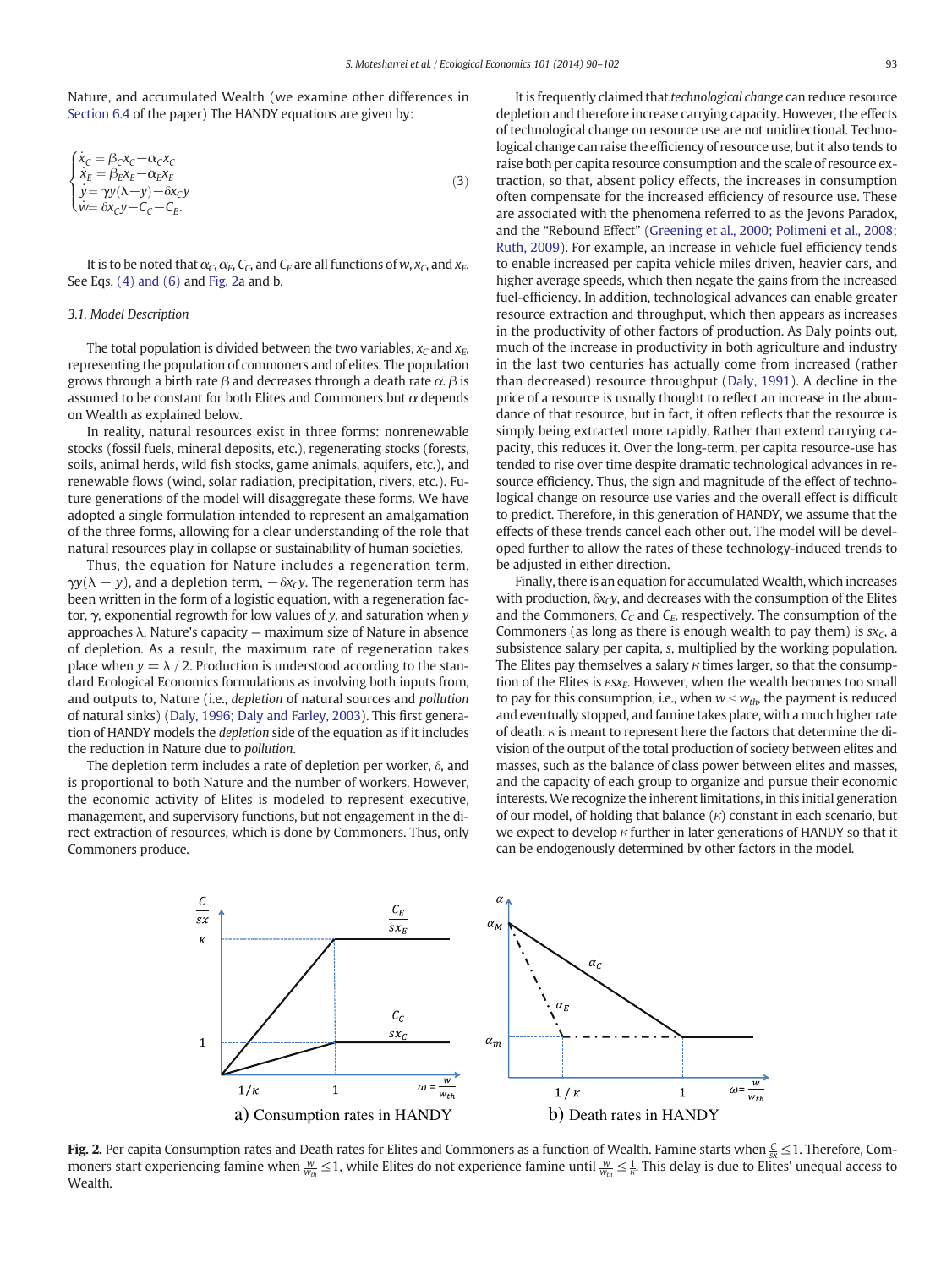Nature, and accumulated Wealth (we examine other differences in Section 6.4 of the paper) The HANDY equations are given by:

$$
\begin{cases}
\dot{x}_C = \beta_C x_C - \alpha_C x_C \\
\dot{x}_E = \beta_E x_E - \alpha_E x_E \\
\dot{y} = \gamma y(\lambda - y) - \delta x_C y \\
\dot{w} = \delta x_C y - C_C - C_E.
\end{cases}
\tag{3}
$$

It is to be noted that $\alpha_C$, $\alpha_E$, $C_C$, and $C_E$ are all functions of $w$, $x_C$, and $x_E$. See Eqs. (4) and (6) and Fig. 2a and b.

### 3.1. Model Description

The total population is divided between the two variables, $x_C$ and $x_E$, representing the population of commoners and of elites. The population grows through a birth rate $\beta$ and decreases through a death rate $\alpha$. $\beta$ is assumed to be constant for both Elites and Commoners but $\alpha$ depends on Wealth as explained below.

In reality, natural resources exist in three forms: nonrenewable stocks (fossil fuels, mineral deposits, etc.), regenerating stocks (forests, soils, animal herds, wild fish stocks, game animals, aquifers, etc.), and renewable flows (wind, solar radiation, precipitation, rivers, etc.). Future generations of the model will disaggregate these forms. We have adopted a single formulation intended to represent an amalgamation of the three forms, allowing for a clear understanding of the role that natural resources play in collapse or sustainability of human societies.

Thus, the equation for Nature includes a regeneration term, $\gamma y(\lambda - y)$, and a depletion term, $-\delta x_C y$. The regeneration term has been written in the form of a logistic equation, with a regeneration factor, $\gamma$, exponential regrowth for low values of $y$, and saturation when $y$ approaches $\lambda$, Nature's capacity — maximum size of Nature in absence of depletion. As a result, the maximum rate of regeneration takes place when $y = \lambda / 2$. Production is understood according to the standard Ecological Economics formulations as involving both inputs from, and outputs to, Nature (i.e., *depletion* of natural sources and *pollution* of natural sinks) (Daly, 1996; Daly and Farley, 2003). This first generation of HANDY models the *depletion* side of the equation as if it includes the reduction in Nature due to *pollution*.

The depletion term includes a rate of depletion per worker, $\delta$, and is proportional to both Nature and the number of workers. However, the economic activity of Elites is modeled to represent executive, management, and supervisory functions, but not engagement in the direct extraction of resources, which is done by Commoners. Thus, only Commoners produce.

It is frequently claimed that *technological change* can reduce resource depletion and therefore increase carrying capacity. However, the effects of technological change on resource use are not unidirectional. Technological change can raise the efficiency of resource use, but it also tends to raise both per capita resource consumption and the scale of resource extraction, so that, absent policy effects, the increases in consumption often compensate for the increased efficiency of resource use. These are associated with the phenomena referred to as the Jevons Paradox, and the "Rebound Effect" (Greening et al., 2000; Polimeni et al., 2008; Ruth, 2009). For example, an increase in vehicle fuel efficiency tends to enable increased per capita vehicle miles driven, heavier cars, and higher average speeds, which then negate the gains from the increased fuel-efficiency. In addition, technological advances can enable greater resource extraction and throughput, which then appears as increases in the productivity of other factors of production. As Daly points out, much of the increase in productivity in both agriculture and industry in the last two centuries has actually come from increased (rather than decreased) resource throughput (Daly, 1991). A decline in the price of a resource is usually thought to reflect an increase in the abundance of that resource, but in fact, it often reflects that the resource is simply being extracted more rapidly. Rather than extend carrying capacity, this reduces it. Over the long-term, per capita resource-use has tended to rise over time despite dramatic technological advances in resource efficiency. Thus, the sign and magnitude of the effect of technological change on resource use varies and the overall effect is difficult to predict. Therefore, in this generation of HANDY, we assume that the effects of these trends cancel each other out. The model will be developed further to allow the rates of these technology-induced trends to be adjusted in either direction.

Finally, there is an equation for accumulated Wealth, which increases with production, $\delta x_C y$, and decreases with the consumption of the Elites and the Commoners, $C_C$ and $C_E$, respectively. The consumption of the Commoners (as long as there is enough wealth to pay them) is $s x_C$, a subsistence salary per capita, $s$, multiplied by the working population. The Elites pay themselves a salary $\kappa$ times larger, so that the consumption of the Elites is $\kappa s x_E$. However, when the wealth becomes too small to pay for this consumption, i.e., when $w < w_{th}$, the payment is reduced and eventually stopped, and famine takes place, with a much higher rate of death. $\kappa$ is meant to represent here the factors that determine the division of the output of the total production of society between elites and masses, such as the balance of class power between elites and masses, and the capacity of each group to organize and pursue their economic interests. We recognize the inherent limitations, in this initial generation of our model, of holding that balance ($\kappa$) constant in each scenario, but we expect to develop $\kappa$ further in later generations of HANDY so that it can be endogenously determined by other factors in the model.

a) Consumption rates in HANDY

b) Death rates in HANDY

**Fig. 2.** Per capita Consumption rates and Death rates for Elites and Commoners as a function of Wealth. Famine starts when $\frac{C}{sx} \le 1$. Therefore, Commoners start experiencing famine when $\frac{w}{w_{th}} \le 1$, while Elites do not experience famine until $\frac{w}{w_{th}} \le \frac{1}{\kappa}$. This delay is due to Elites' unequal access to Wealth.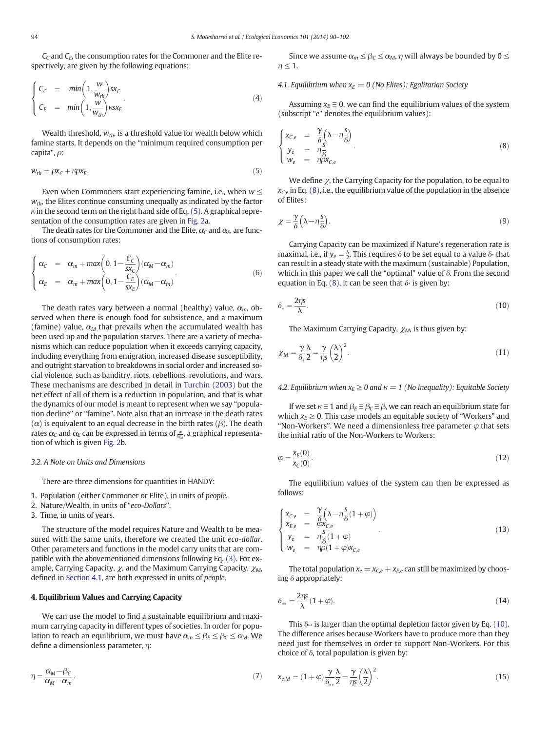$C_C$ and $C_E$, the consumption rates for the Commoner and the Elite respectively, are given by the following equations:

$$\begin{cases} C_C &= min\left(1, \frac{w}{w_{th}}\right) s x_C \\ C_E &= min\left(1, \frac{w}{w_{th}}\right) \kappa s x_E \end{cases}. \tag{4}$$

Wealth threshold, $w_{th}$, is a threshold value for wealth below which famine starts. It depends on the "minimum required consumption per capita", $\rho$:

$$w_{th} = \rho x_C + \kappa \rho x_E. \tag{5}$$

Even when Commoners start experiencing famine, i.e., when $w \leq w_{th}$, the Elites continue consuming unequally as indicated by the factor $\kappa$ in the second term on the right hand side of Eq. (5). A graphical representation of the consumption rates are given in Fig. 2a.

The death rates for the Commoner and the Elite, $\alpha_C$ and $\alpha_E$, are functions of consumption rates:

$$\begin{cases} \alpha_C &= \alpha_m + max\left(0, 1 - \frac{C_C}{s x_C}\right)(\alpha_M - \alpha_m) \\ \alpha_E &= \alpha_m + max\left(0, 1 - \frac{C_E}{s x_E}\right)(\alpha_M - \alpha_m) \end{cases}. \tag{6}$$

The death rates vary between a normal (healthy) value, $\alpha_m$, observed when there is enough food for subsistence, and a maximum (famine) value, $\alpha_M$ that prevails when the accumulated wealth has been used up and the population starves. There are a variety of mechanisms which can reduce population when it exceeds carrying capacity, including everything from emigration, increased disease susceptibility, and outright starvation to breakdowns in social order and increased social violence, such as banditry, riots, rebellions, revolutions, and wars. These mechanisms are described in detail in Turchin (2003) but the net effect of all of them is a reduction in population, and that is what the dynamics of our model is meant to represent when we say "population decline" or "famine". Note also that an increase in the death rates ($\alpha$) is equivalent to an equal decrease in the birth rates ($\beta$). The death rates $\alpha_C$ and $\alpha_E$ can be expressed in terms of $\frac{w}{w_{th}}$, a graphical representation of which is given Fig. 2b.

### 3.2. A Note on Units and Dimensions

There are three dimensions for quantities in HANDY:

1. Population (either Commoner or Elite), in units of *people*.
2. Nature/Wealth, in units of "*eco-Dollars*".
3. Time, in units of years.

The structure of the model requires Nature and Wealth to be measured with the same units, therefore we created the unit *eco-dollar*. Other parameters and functions in the model carry units that are compatible with the abovementioned dimensions following Eq. (3). For example, Carrying Capacity, $\chi$, and the Maximum Carrying Capacity, $\chi_M$, defined in Section 4.1, are both expressed in units of *people*.

## 4. Equilibrium Values and Carrying Capacity

We can use the model to find a sustainable equilibrium and maximum carrying capacity in different types of societies. In order for population to reach an equilibrium, we must have $\alpha_m \leq \beta_E \leq \beta_C \leq \alpha_M$. We define a dimensionless parameter, $\eta$:

$$\eta = \frac{\alpha_M - \beta_C}{\alpha_M - \alpha_m}. \tag{7}$$

Since we assume $\alpha_m \leq \beta_C \leq \alpha_M$, $\eta$ will always be bounded by $0 \leq \eta \leq 1$.

### 4.1. Equilibrium when $x_E = 0$ (No Elites): Egalitarian Society

Assuming $x_E \equiv 0$, we can find the equilibrium values of the system (subscript "$e$" denotes the equilibrium values):

$$\begin{cases} x_{C,e} &= \frac{\gamma}{\delta}\left(\lambda - \eta \frac{s}{\delta}\right) \\ y_e &= \eta \frac{s}{\delta} \\ w_e &= \eta \rho x_{C,e} \end{cases}. \tag{8}$$

We define $\chi$, the Carrying Capacity for the population, to be equal to $x_{C,e}$ in Eq. (8), i.e., the equilibrium value of the population in the absence of Elites:

$$\chi = \frac{\gamma}{\delta}\left(\lambda - \eta \frac{s}{\delta}\right). \tag{9}$$

Carrying Capacity can be maximized if Nature's regeneration rate is maximal, i.e., if $y_e = \frac{\lambda}{2}$. This requires $\delta$ to be set equal to a value $\delta_*$ that can result in a steady state with the maximum (sustainable) Population, which in this paper we call the "optimal" value of $\delta$. From the second equation in Eq. (8), it can be seen that $\delta_*$ is given by:

$$\delta_* = \frac{2\eta s}{\lambda}. \tag{10}$$

The Maximum Carrying Capacity, $\chi_M$, is thus given by:

$$\chi_M = \frac{\gamma}{\delta_*}\frac{\lambda}{2} = \frac{\gamma}{\eta s}\left(\frac{\lambda}{2}\right)^2. \tag{11}$$

### 4.2. Equilibrium when $x_E \geq 0$ and $\kappa = 1$ (No Inequality): Equitable Society

If we set $\kappa \equiv 1$ and $\beta_E \equiv \beta_C \equiv \beta$, we can reach an equilibrium state for which $x_E \geq 0$. This case models an equitable society of "Workers" and "Non-Workers". We need a dimensionless free parameter $\varphi$ that sets the initial ratio of the Non-Workers to Workers:

$$\varphi = \frac{x_E(0)}{x_C(0)}. \tag{12}$$

The equilibrium values of the system can then be expressed as follows:

$$\begin{cases} x_{C,e} &= \frac{\gamma}{\delta}\left(\lambda - \eta \frac{s}{\delta}(1+\varphi)\right) \\ x_{E,e} &= \varphi x_{C,e} \\ y_e &= \eta \frac{s}{\delta}(1+\varphi) \\ w_e &= \eta \rho (1+\varphi) x_{C,e} \end{cases}. \tag{13}$$

The total population $x_e = x_{C,e} + x_{E,e}$ can still be maximized by choosing $\delta$ appropriately:

$$\delta_{**} = \frac{2\eta s}{\lambda}(1+\varphi). \tag{14}$$

This $\delta_{**}$ is larger than the optimal depletion factor given by Eq. (10). The difference arises because Workers have to produce more than they need just for themselves in order to support Non-Workers. For this choice of $\delta$, total population is given by:

$$x_{e,M} = (1+\varphi)\frac{\gamma}{\delta_{**}}\frac{\lambda}{2} = \frac{\gamma}{\eta s}\left(\frac{\lambda}{2}\right)^2. \tag{15}$$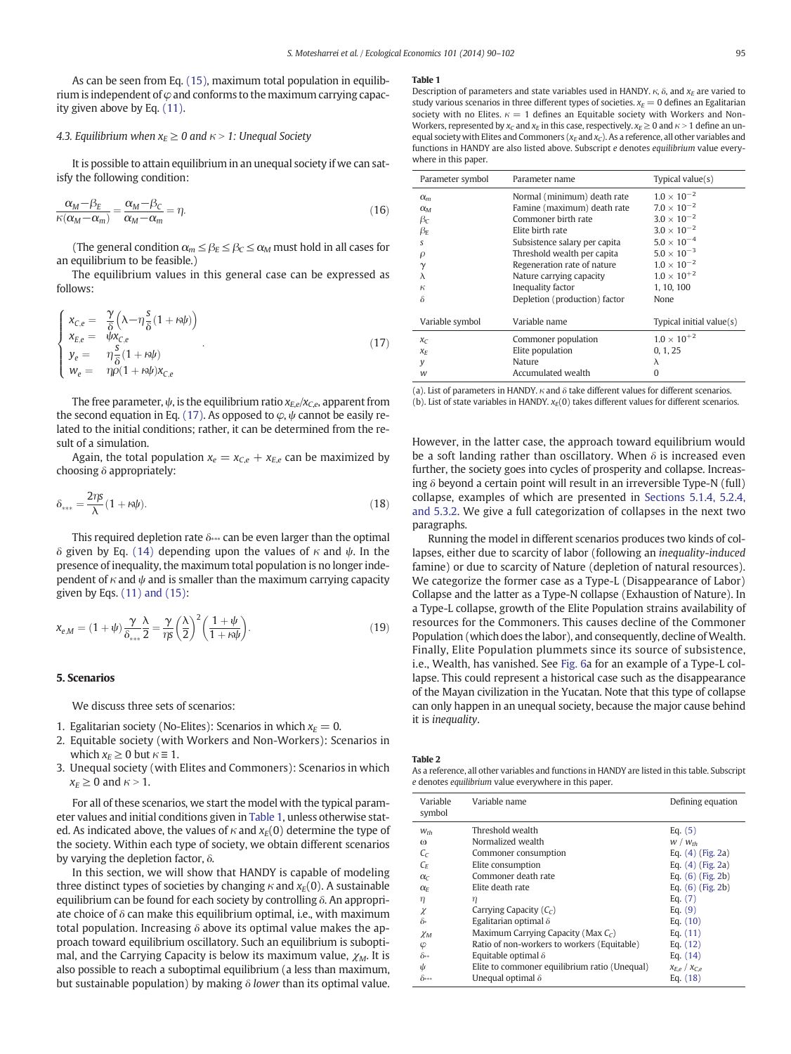As can be seen from Eq. (15), maximum total population in equilibrium is independent of $\varphi$ and conforms to the maximum carrying capacity given above by Eq. (11).

### 4.3. Equilibrium when $x_E \geq 0$ and $\kappa > 1$: Unequal Society

It is possible to attain equilibrium in an unequal society if we can satisfy the following condition:

$$\frac{\alpha_M - \beta_E}{\kappa(\alpha_M - \alpha_m)} = \frac{\alpha_M - \beta_C}{\alpha_M - \alpha_m} = \eta. \tag{16}$$

(The general condition $\alpha_m \leq \beta_E \leq \beta_C \leq \alpha_M$ must hold in all cases for an equilibrium to be feasible.)

The equilibrium values in this general case can be expressed as follows:

$$\begin{cases} x_{C,e} = & \frac{\gamma}{\delta}\left(\lambda - \eta\frac{s}{\delta}(1+\kappa\psi)\right) \\ x_{E,e} = & \psi x_{C,e} \\ y_e = & \eta\frac{s}{\delta}(1+\kappa\psi) \\ w_e = & \eta\rho(1+\kappa\psi)x_{C,e} \end{cases} \tag{17}$$

The free parameter, $\psi$, is the equilibrium ratio $x_{E,e}/x_{C,e}$, apparent from the second equation in Eq. (17). As opposed to $\varphi$, $\psi$ cannot be easily related to the initial conditions; rather, it can be determined from the result of a simulation.

Again, the total population $x_e = x_{C,e} + x_{E,e}$ can be maximized by choosing $\delta$ appropriately:

$$\delta_{***} = \frac{2\eta s}{\lambda}(1+\kappa\psi). \tag{18}$$

This required depletion rate $\delta_{***}$ can be even larger than the optimal $\delta$ given by Eq. (14) depending upon the values of $\kappa$ and $\psi$. In the presence of inequality, the maximum total population is no longer independent of $\kappa$ and $\psi$ and is smaller than the maximum carrying capacity given by Eqs. (11) and (15):

$$x_{e,M} = (1+\psi)\frac{\gamma}{\delta_{***}}\frac{\lambda}{2} = \frac{\gamma}{\eta s}\left(\frac{\lambda}{2}\right)^2\left(\frac{1+\psi}{1+\kappa\psi}\right). \tag{19}$$

## 5. Scenarios

We discuss three sets of scenarios:

1. Egalitarian society (No-Elites): Scenarios in which $x_E = 0$.
2. Equitable society (with Workers and Non-Workers): Scenarios in which $x_E \geq 0$ but $\kappa \equiv 1$.
3. Unequal society (with Elites and Commoners): Scenarios in which $x_E \geq 0$ and $\kappa > 1$.

For all of these scenarios, we start the model with the typical parameter values and initial conditions given in Table 1, unless otherwise stated. As indicated above, the values of $\kappa$ and $x_E(0)$ determine the type of the society. Within each type of society, we obtain different scenarios by varying the depletion factor, $\delta$.

In this section, we will show that HANDY is capable of modeling three distinct types of societies by changing $\kappa$ and $x_E(0)$. A sustainable equilibrium can be found for each society by controlling $\delta$. An appropriate choice of $\delta$ can make this equilibrium optimal, i.e., with maximum total population. Increasing $\delta$ above its optimal value makes the approach toward equilibrium oscillatory. Such an equilibrium is suboptimal, and the Carrying Capacity is below its maximum value, $\chi_M$. It is also possible to reach a suboptimal equilibrium (a less than maximum, but sustainable population) by making $\delta$ *lower* than its optimal value.

**Table 1**
Description of parameters and state variables used in HANDY. $\kappa$, $\delta$, and $x_E$ are varied to study various scenarios in three different types of societies. $x_E = 0$ defines an Egalitarian society with no Elites. $\kappa = 1$ defines an Equitable society with Workers and Non-Workers, represented by $x_C$ and $x_E$ in this case, respectively. $x_E \geq 0$ and $\kappa > 1$ define an unequal society with Elites and Commoners ($x_E$ and $x_C$). As a reference, all other variables and functions in HANDY are also listed above. Subscript *e* denotes *equilibrium* value everywhere in this paper.

| Parameter symbol | Parameter name | Typical value(s) |
|---|---|---|
| $\alpha_m$ | Normal (minimum) death rate | $1.0 \times 10^{-2}$ |
| $\alpha_M$ | Famine (maximum) death rate | $7.0 \times 10^{-2}$ |
| $\beta_C$ | Commoner birth rate | $3.0 \times 10^{-2}$ |
| $\beta_E$ | Elite birth rate | $3.0 \times 10^{-2}$ |
| $s$ | Subsistence salary per capita | $5.0 \times 10^{-4}$ |
| $\rho$ | Threshold wealth per capita | $5.0 \times 10^{-3}$ |
| $\gamma$ | Regeneration rate of nature | $1.0 \times 10^{-2}$ |
| $\lambda$ | Nature carrying capacity | $1.0 \times 10^{+2}$ |
| $\kappa$ | Inequality factor | 1, 10, 100 |
| $\delta$ | Depletion (production) factor | None |
| **Variable symbol** | **Variable name** | **Typical initial value(s)** |
| $x_C$ | Commoner population | $1.0 \times 10^{+2}$ |
| $x_E$ | Elite population | 0, 1, 25 |
| $y$ | Nature | $\lambda$ |
| $w$ | Accumulated wealth | 0 |

(a). List of parameters in HANDY. $\kappa$ and $\delta$ take different values for different scenarios.
(b). List of state variables in HANDY. $x_E(0)$ takes different values for different scenarios.

However, in the latter case, the approach toward equilibrium would be a soft landing rather than oscillatory. When $\delta$ is increased even further, the society goes into cycles of prosperity and collapse. Increasing $\delta$ beyond a certain point will result in an irreversible Type-N (full) collapse, examples of which are presented in Sections 5.1.4, 5.2.4, and 5.3.2. We give a full categorization of collapses in the next two paragraphs.

Running the model in different scenarios produces two kinds of collapses, either due to scarcity of labor (following an *inequality-induced* famine) or due to scarcity of Nature (depletion of natural resources). We categorize the former case as a Type-L (Disappearance of Labor) Collapse and the latter as a Type-N collapse (Exhaustion of Nature). In a Type-L collapse, growth of the Elite Population strains availability of resources for the Commoners. This causes decline of the Commoner Population (which does the labor), and consequently, decline of Wealth. Finally, Elite Population plummets since its source of subsistence, i.e., Wealth, has vanished. See Fig. 6a for an example of a Type-L collapse. This could represent a historical case such as the disappearance of the Mayan civilization in the Yucatan. Note that this type of collapse can only happen in an unequal society, because the major cause behind it is *inequality*.

**Table 2**
As a reference, all other variables and functions in HANDY are listed in this table. Subscript *e* denotes *equilibrium* value everywhere in this paper.

| Variable symbol | Variable name | Defining equation |
|---|---|---|
| $w_{th}$ | Threshold wealth | Eq. (5) |
| $\omega$ | Normalized wealth | $w / w_{th}$ |
| $C_C$ | Commoner consumption | Eq. (4) (Fig. 2a) |
| $C_E$ | Elite consumption | Eq. (4) (Fig. 2a) |
| $\alpha_C$ | Commoner death rate | Eq. (6) (Fig. 2b) |
| $\alpha_E$ | Elite death rate | Eq. (6) (Fig. 2b) |
| $\eta$ | $\eta$ | Eq. (7) |
| $\chi$ | Carrying Capacity ($C_C$) | Eq. (9) |
| $\delta_*$ | Egalitarian optimal $\delta$ | Eq. (10) |
| $\chi_M$ | Maximum Carrying Capacity (Max $C_C$) | Eq. (11) |
| $\varphi$ | Ratio of non-workers to workers (Equitable) | Eq. (12) |
| $\delta_{**}$ | Equitable optimal $\delta$ | Eq. (14) |
| $\psi$ | Elite to commoner equilibrium ratio (Unequal) | $x_{E,e}$ / $x_{C,e}$ |
| $\delta_{***}$ | Unequal optimal $\delta$ | Eq. (18) |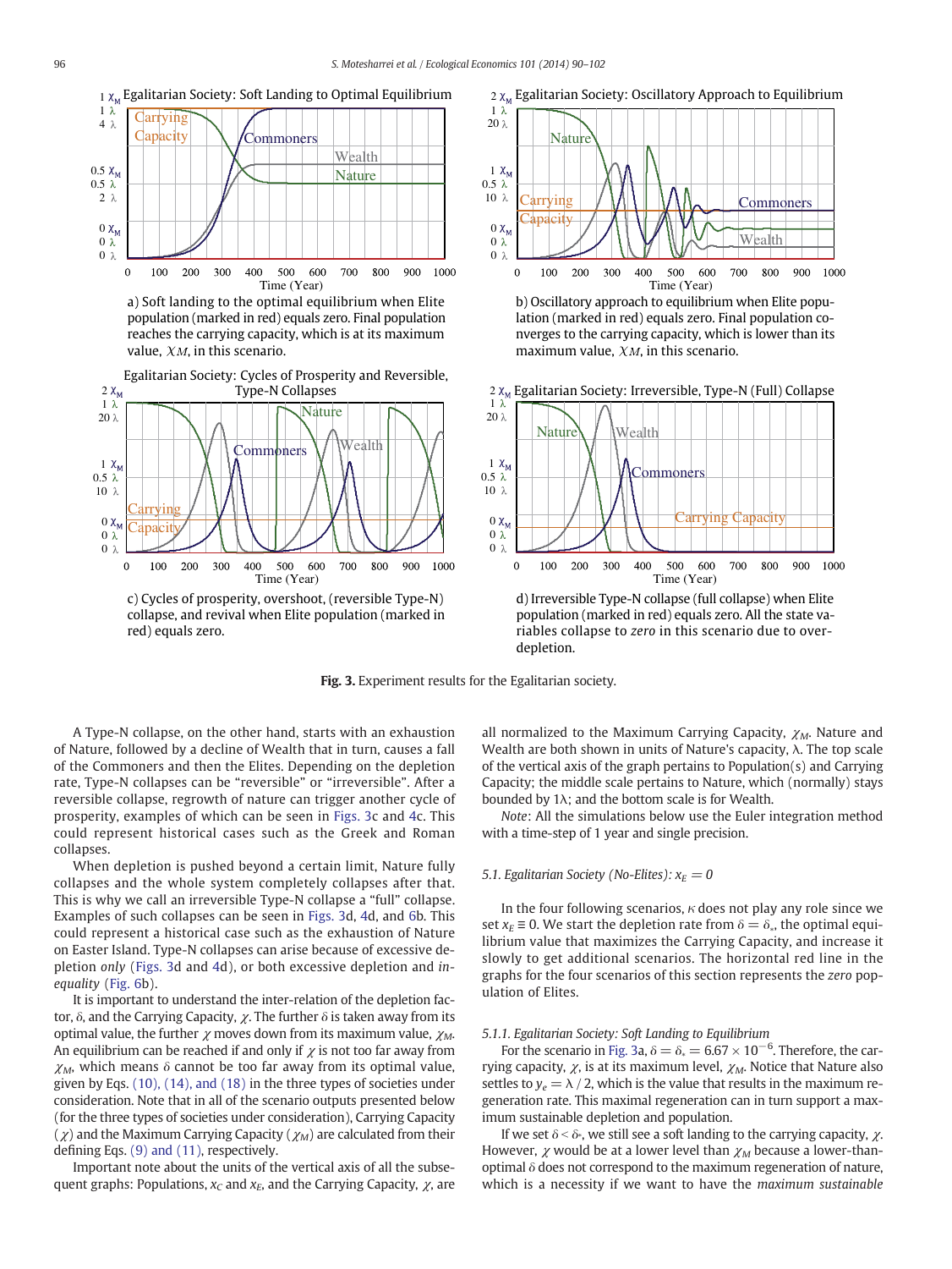a) Soft landing to the optimal equilibrium when Elite population (marked in red) equals zero. Final population reaches the carrying capacity, which is at its maximum value, $\chi_M$, in this scenario.

b) Oscillatory approach to equilibrium when Elite population (marked in red) equals zero. Final population converges to the carrying capacity, which is lower than its maximum value, $\chi_M$, in this scenario.

c) Cycles of prosperity, overshoot, (reversible Type-N) collapse, and revival when Elite population (marked in red) equals zero.

d) Irreversible Type-N collapse (full collapse) when Elite population (marked in red) equals zero. All the state variables collapse to *zero* in this scenario due to over-depletion.

**Fig. 3.** Experiment results for the Egalitarian society.

A Type-N collapse, on the other hand, starts with an exhaustion of Nature, followed by a decline of Wealth that in turn, causes a fall of the Commoners and then the Elites. Depending on the depletion rate, Type-N collapses can be "reversible" or "irreversible". After a reversible collapse, regrowth of nature can trigger another cycle of prosperity, examples of which can be seen in Figs. 3c and 4c. This could represent historical cases such as the Greek and Roman collapses.

When depletion is pushed beyond a certain limit, Nature fully collapses and the whole system completely collapses after that. This is why we call an irreversible Type-N collapse a "full" collapse. Examples of such collapses can be seen in Figs. 3d, 4d, and 6b. This could represent a historical case such as the exhaustion of Nature on Easter Island. Type-N collapses can arise because of excessive depletion *only* (Figs. 3d and 4d), or both excessive depletion and *inequality* (Fig. 6b).

It is important to understand the inter-relation of the depletion factor, $\delta$, and the Carrying Capacity, $\chi$. The further $\delta$ is taken away from its optimal value, the further $\chi$ moves down from its maximum value, $\chi_M$. An equilibrium can be reached if and only if $\chi$ is not too far away from $\chi_M$, which means $\delta$ cannot be too far away from its optimal value, given by Eqs. (10), (14), and (18) in the three types of societies under consideration. Note that in all of the scenario outputs presented below (for the three types of societies under consideration), Carrying Capacity ($\chi$) and the Maximum Carrying Capacity ($\chi_M$) are calculated from their defining Eqs. (9) and (11), respectively.

Important note about the units of the vertical axis of all the subsequent graphs: Populations, $x_C$ and $x_E$, and the Carrying Capacity, $\chi$, are all normalized to the Maximum Carrying Capacity, $\chi_M$. Nature and Wealth are both shown in units of Nature's capacity, $\lambda$. The top scale of the vertical axis of the graph pertains to Population(s) and Carrying Capacity; the middle scale pertains to Nature, which (normally) stays bounded by $1\lambda$; and the bottom scale is for Wealth.

*Note*: All the simulations below use the Euler integration method with a time-step of 1 year and single precision.

### 5.1. Egalitarian Society (No-Elites): $x_E = 0$

In the four following scenarios, $\kappa$ does not play any role since we set $x_E \equiv 0$. We start the depletion rate from $\delta = \delta_*$, the optimal equilibrium value that maximizes the Carrying Capacity, and increase it slowly to get additional scenarios. The horizontal red line in the graphs for the four scenarios of this section represents the *zero* population of Elites.

#### 5.1.1. Egalitarian Society: Soft Landing to Equilibrium

For the scenario in Fig. 3a, $\delta = \delta_* = 6.67 \times 10^{-6}$. Therefore, the carrying capacity, $\chi$, is at its maximum level, $\chi_M$. Notice that Nature also settles to $y_e = \lambda / 2$, which is the value that results in the maximum regeneration rate. This maximal regeneration can in turn support a maximum sustainable depletion and population.

If we set $\delta < \delta_*$, we still see a soft landing to the carrying capacity, $\chi$. However, $\chi$ would be at a lower level than $\chi_M$ because a lower-than-optimal $\delta$ does not correspond to the maximum regeneration of nature, which is a necessity if we want to have the *maximum sustainable*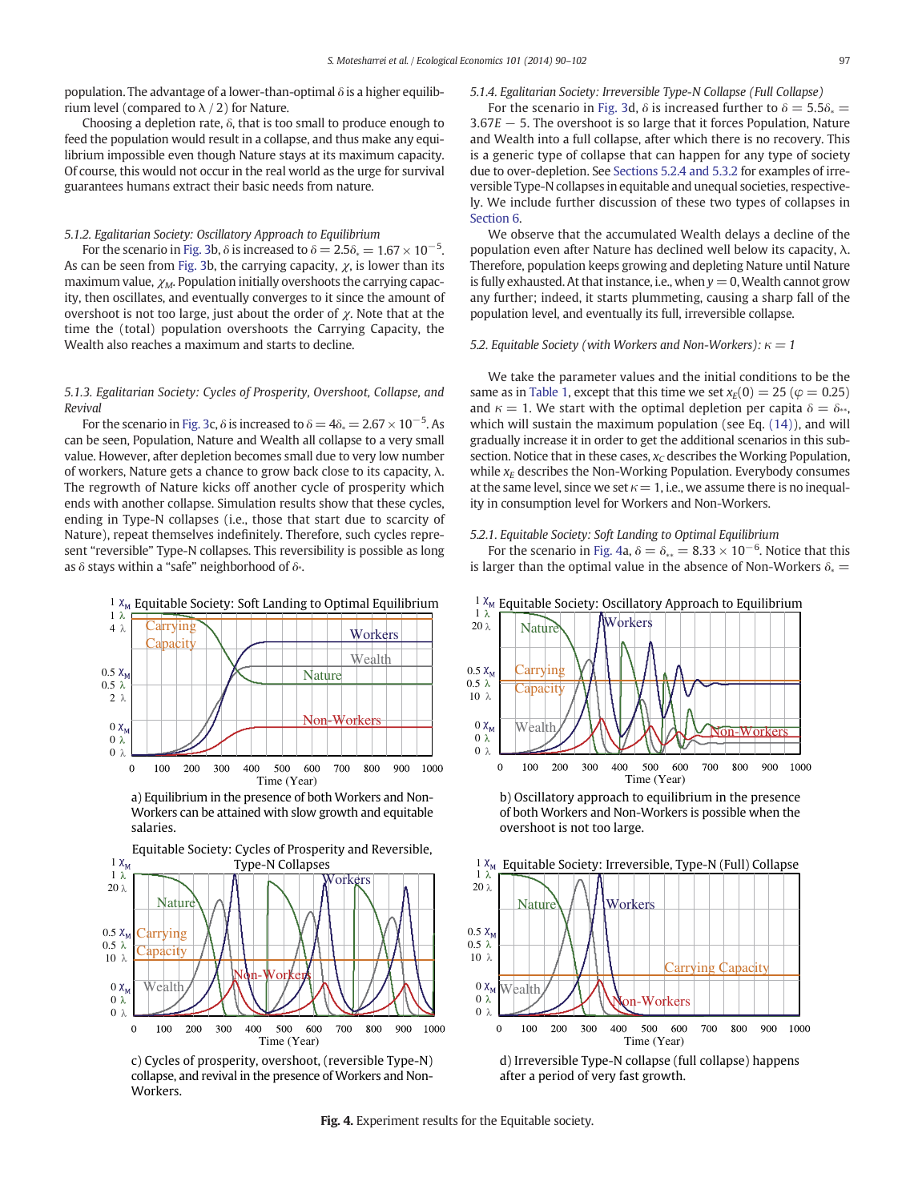population. The advantage of a lower-than-optimal $\delta$ is a higher equilibrium level (compared to $\lambda / 2$) for Nature.

Choosing a depletion rate, $\delta$, that is too small to produce enough to feed the population would result in a collapse, and thus make any equilibrium impossible even though Nature stays at its maximum capacity. Of course, this would not occur in the real world as the urge for survival guarantees humans extract their basic needs from nature.

#### 5.1.2. Egalitarian Society: Oscillatory Approach to Equilibrium

For the scenario in Fig. 3b, $\delta$ is increased to $\delta = 2.5\delta_* = 1.67 \times 10^{-5}$. As can be seen from Fig. 3b, the carrying capacity, $\chi$, is lower than its maximum value, $\chi_M$. Population initially overshoots the carrying capacity, then oscillates, and eventually converges to it since the amount of overshoot is not too large, just about the order of $\chi$. Note that at the time the (total) population overshoots the Carrying Capacity, the Wealth also reaches a maximum and starts to decline.

#### 5.1.3. Egalitarian Society: Cycles of Prosperity, Overshoot, Collapse, and Revival

For the scenario in Fig. 3c, $\delta$ is increased to $\delta = 4\delta_* = 2.67 \times 10^{-5}$. As can be seen, Population, Nature and Wealth all collapse to a very small value. However, after depletion becomes small due to very low number of workers, Nature gets a chance to grow back close to its capacity, $\lambda$. The regrowth of Nature kicks off another cycle of prosperity which ends with another collapse. Simulation results show that these cycles, ending in Type-N collapses (i.e., those that start due to scarcity of Nature), repeat themselves indefinitely. Therefore, such cycles represent "reversible" Type-N collapses. This reversibility is possible as long as $\delta$ stays within a "safe" neighborhood of $\delta_*$.

#### 5.1.4. Egalitarian Society: Irreversible Type-N Collapse (Full Collapse)

For the scenario in Fig. 3d, $\delta$ is increased further to $\delta = 5.5\delta_* = 3.67E-5$. The overshoot is so large that it forces Population, Nature and Wealth into a full collapse, after which there is no recovery. This is a generic type of collapse that can happen for any type of society due to over-depletion. See Sections 5.2.4 and 5.3.2 for examples of irreversible Type-N collapses in equitable and unequal societies, respectively. We include further discussion of these two types of collapses in Section 6.

We observe that the accumulated Wealth delays a decline of the population even after Nature has declined well below its capacity, $\lambda$. Therefore, population keeps growing and depleting Nature until Nature is fully exhausted. At that instance, i.e., when $y = 0$, Wealth cannot grow any further; indeed, it starts plummeting, causing a sharp fall of the population level, and eventually its full, irreversible collapse.

### 5.2. Equitable Society (with Workers and Non-Workers): $\kappa = 1$

We take the parameter values and the initial conditions to be the same as in Table 1, except that this time we set $x_E(0) = 25$ ($\varphi = 0.25$) and $\kappa = 1$. We start with the optimal depletion per capita $\delta = \delta_{**}$, which will sustain the maximum population (see Eq. (14)), and will gradually increase it in order to get the additional scenarios in this subsection. Notice that in these cases, $x_C$ describes the Working Population, while $x_E$ describes the Non-Working Population. Everybody consumes at the same level, since we set $\kappa = 1$, i.e., we assume there is no inequality in consumption level for Workers and Non-Workers.

#### 5.2.1. Equitable Society: Soft Landing to Optimal Equilibrium

For the scenario in Fig. 4a, $\delta = \delta_{**} = 8.33 \times 10^{-6}$. Notice that this is larger than the optimal value in the absence of Non-Workers $\delta_* =$

a) Equilibrium in the presence of both Workers and Non-Workers can be attained with slow growth and equitable salaries.

b) Oscillatory approach to equilibrium in the presence of both Workers and Non-Workers is possible when the overshoot is not too large.

c) Cycles of prosperity, overshoot, (reversible Type-N) collapse, and revival in the presence of Workers and Non-Workers.

d) Irreversible Type-N collapse (full collapse) happens after a period of very fast growth.

**Fig. 4.** Experiment results for the Equitable society.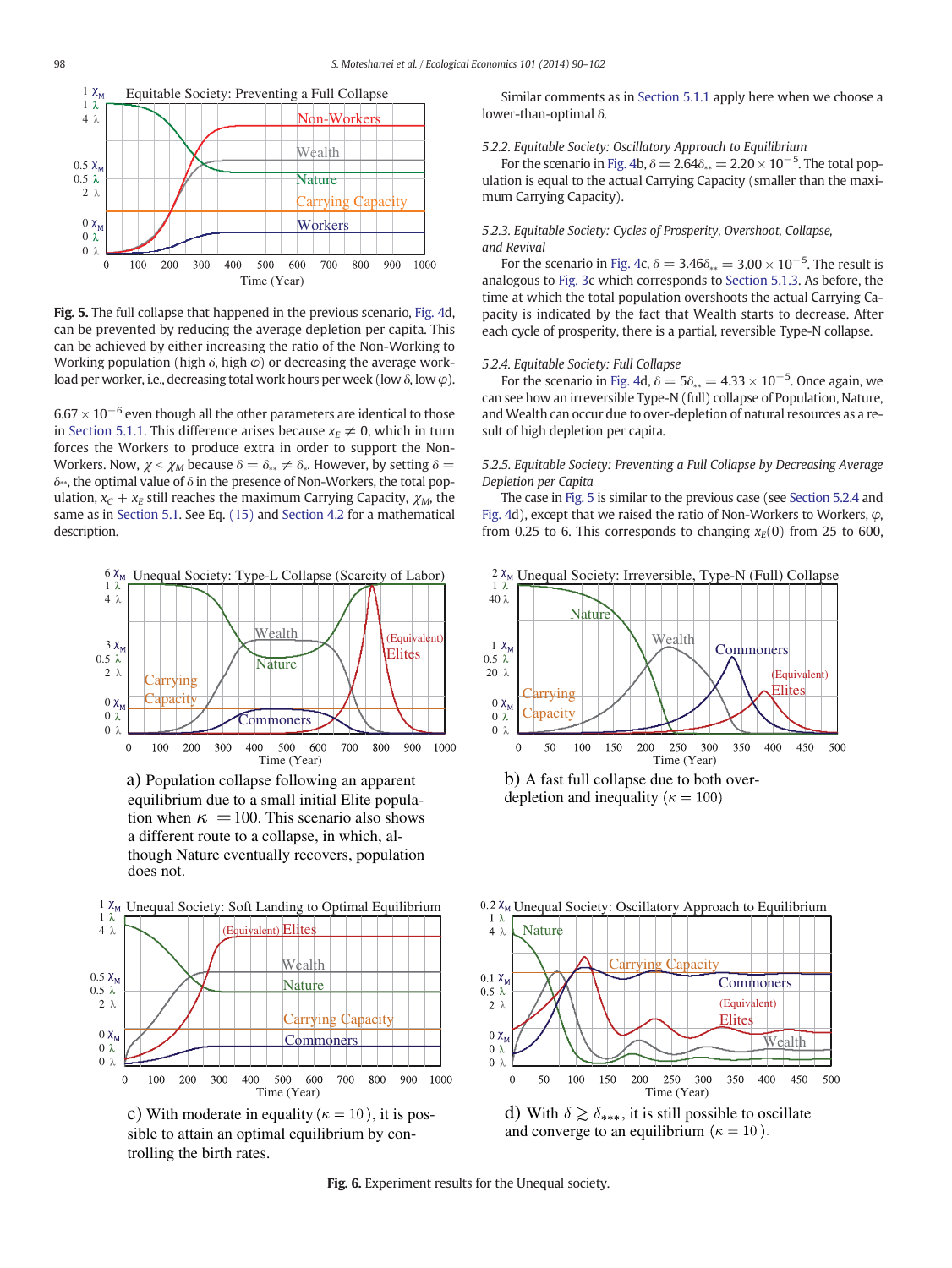**Fig. 5.** The full collapse that happened in the previous scenario, Fig. 4d, can be prevented by reducing the average depletion per capita. This can be achieved by either increasing the ratio of the Non-Working to Working population (high $\delta$, high $\varphi$) or decreasing the average workload per worker, i.e., decreasing total work hours per week (low $\delta$, low $\varphi$).

$6.67 \times 10^{-6}$ even though all the other parameters are identical to those in Section 5.1.1. This difference arises because $x_E \neq 0$, which in turn forces the Workers to produce extra in order to support the Non-Workers. Now, $\chi < \chi_M$ because $\delta = \delta_{**} \neq \delta_*$. However, by setting $\delta = \delta_{**}$, the optimal value of $\delta$ in the presence of Non-Workers, the total population, $x_C + x_E$ still reaches the maximum Carrying Capacity, $\chi_M$, the same as in Section 5.1. See Eq. (15) and Section 4.2 for a mathematical description.

Similar comments as in Section 5.1.1 apply here when we choose a lower-than-optimal $\delta$.

*5.2.2. Equitable Society: Oscillatory Approach to Equilibrium*

For the scenario in Fig. 4b, $\delta = 2.64\delta_{**} = 2.20 \times 10^{-5}$. The total population is equal to the actual Carrying Capacity (smaller than the maximum Carrying Capacity).

*5.2.3. Equitable Society: Cycles of Prosperity, Overshoot, Collapse, and Revival*

For the scenario in Fig. 4c, $\delta = 3.46\delta_{**} = 3.00 \times 10^{-5}$. The result is analogous to Fig. 3c which corresponds to Section 5.1.3. As before, the time at which the total population overshoots the actual Carrying Capacity is indicated by the time that Wealth starts to decrease. After each cycle of prosperity, there is a partial, reversible Type-N collapse.

*5.2.4. Equitable Society: Full Collapse*

For the scenario in Fig. 4d, $\delta = 5\delta_{**} = 4.33 \times 10^{-5}$. Once again, we can see how an irreversible Type-N (full) collapse of Population, Nature, and Wealth can occur due to over-depletion of natural resources as a result of high depletion per capita.

*5.2.5. Equitable Society: Preventing a Full Collapse by Decreasing Average Depletion per Capita*

The case in Fig. 5 is similar to the previous case (see Section 5.2.4 and Fig. 4d), except that we raised the ratio of Non-Workers to Workers, $\varphi$, from 0.25 to 6. This corresponds to changing $x_E(0)$ from 25 to 600,

a) Population collapse following an apparent equilibrium due to a small initial Elite population when $\kappa = 100$. This scenario also shows a different route to a collapse, in which, although Nature eventually recovers, population does not.

b) A fast full collapse due to both over-depletion and inequality ($\kappa = 100$).

c) With moderate in equality ($\kappa = 10$), it is possible to attain an optimal equilibrium by controlling the birth rates.

d) With $\delta \gtrsim \delta_{***}$, it is still possible to oscillate and converge to an equilibrium ($\kappa = 10$).

**Fig. 6.** Experiment results for the Unequal society.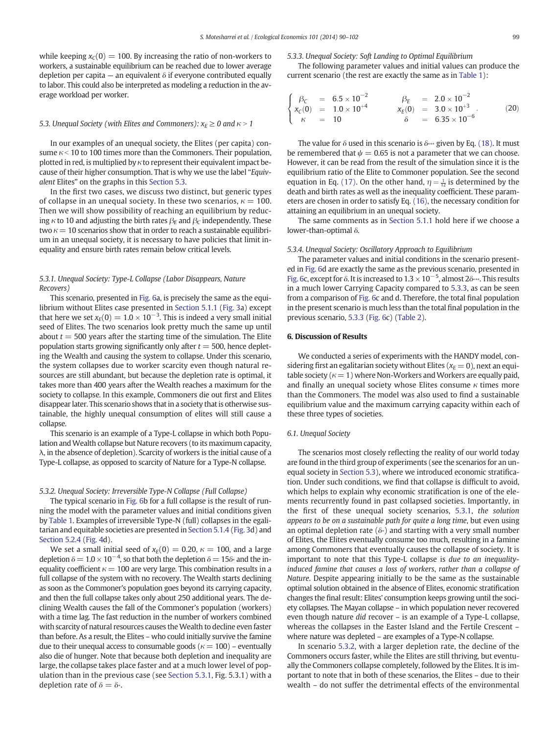while keeping $x_C(0) = 100$. By increasing the ratio of non-workers to workers, a sustainable equilibrium can be reached due to lower average depletion per capita — an equivalent $\delta$ if everyone contributed equally to labor. This could also be interpreted as modeling a reduction in the average workload per worker.

### 5.3. Unequal Society (with Elites and Commoners): $x_E \geq 0$ and $\kappa > 1$

In our examples of an unequal society, the Elites (per capita) consume $\kappa$< 10 to 100 times more than the Commoners. Their population, plotted in red, is multiplied by $\kappa$ to represent their equivalent impact because of their higher consumption. That is why we use the label "*Equivalent* Elites" on the graphs in this Section 5.3.

In the first two cases, we discuss two distinct, but generic types of collapse in an unequal society. In these two scenarios, $\kappa = 100$. Then we will show possibility of reaching an equilibrium by reducing $\kappa$ to 10 and adjusting the birth rates $\beta_E$ and $\beta_C$ independently. These two $\kappa = 10$ scenarios show that in order to reach a sustainable equilibrium in an unequal society, it is necessary to have policies that limit inequality and ensure birth rates remain below critical levels.

#### 5.3.1. Unequal Society: Type-L Collapse (Labor Disappears, Nature Recovers)

This scenario, presented in Fig. 6a, is precisely the same as the equilibrium without Elites case presented in Section 5.1.1 (Fig. 3a) except that here we set $x_E(0) = 1.0 \times 10^{-3}$. This is indeed a very small initial seed of Elites. The two scenarios look pretty much the same until about $t = 500$ years after the starting time of the simulation. The Elite population starts growing significantly only after $t = 500$, hence depleting the Wealth and causing the system to collapse. Under this scenario, the system collapses due to worker scarcity even though natural resources are still abundant, but because the depletion rate is optimal, it takes more than 400 years after the Wealth reaches a maximum for the society to collapse. In this example, Commoners die out first and Elites disappear later. This scenario shows that in a society that is otherwise sustainable, the highly unequal consumption of elites will still cause a collapse.

This scenario is an example of a Type-L collapse in which both Population and Wealth collapse but Nature recovers (to its maximum capacity, $\lambda$, in the absence of depletion). Scarcity of workers is the initial cause of a Type-L collapse, as opposed to scarcity of Nature for a Type-N collapse.

#### 5.3.2. Unequal Society: Irreversible Type-N Collapse (Full Collapse)

The typical scenario in Fig. 6b for a full collapse is the result of running the model with the parameter values and initial conditions given by Table 1. Examples of irreversible Type-N (full) collapses in the egalitarian and equitable societies are presented in Section 5.1.4 (Fig. 3d) and Section 5.2.4 (Fig. 4d).

We set a small initial seed of $x_E(0) = 0.20$, $\kappa = 100$, and a large depletion $\delta = 1.0 \times 10^{-4}$, so that both the depletion $\delta = 15\delta_*$ and the inequality coefficient $\kappa = 100$ are very large. This combination results in a full collapse of the system with no recovery. The Wealth starts declining as soon as the Commoner's population goes beyond its carrying capacity, and then the full collapse takes only about 250 additional years. The declining Wealth causes the fall of the Commoner's population (workers) with a time lag. The fast reduction in the number of workers combined with scarcity of natural resources causes the Wealth to decline even faster than before. As a result, the Elites – who could initially survive the famine due to their unequal access to consumable goods ($\kappa = 100$) – eventually also die of hunger. Note that because both depletion and inequality are large, the collapse takes place faster and at a much lower level of population than in the previous case (see Section 5.3.1, Fig. 5.3.1) with a depletion rate of $\delta = \delta_*$.

#### 5.3.3. Unequal Society: Soft Landing to Optimal Equilibrium

The following parameter values and initial values can produce the current scenario (the rest are exactly the same as in Table 1):

$$
\begin{cases}
\beta_C = 6.5 \times 10^{-2} & \beta_E = 2.0 \times 10^{-2} \\
x_C(0) = 1.0 \times 10^{+4} & x_E(0) = 3.0 \times 10^{+3} \\
\kappa = 10 & \delta = 6.35 \times 10^{-6}
\end{cases}
\quad (20)
$$

The value for $\delta$ used in this scenario is $\delta_{**}$ given by Eq. (18). It must be remembered that $\psi = 0.65$ is not a parameter that we can choose. However, it can be read from the result of the simulation since it is the equilibrium ratio of the Elite to Commoner population. See the second equation in Eq. (17). On the other hand, $\eta = \frac{1}{12}$ is determined by the death and birth rates as well as the inequality coefficient. These parameters are chosen in order to satisfy Eq. (16), the necessary condition for attaining an equilibrium in an unequal society.

The same comments as in Section 5.1.1 hold here if we choose a lower-than-optimal $\delta$.

#### 5.3.4. Unequal Society: Oscillatory Approach to Equilibrium

The parameter values and initial conditions in the scenario presented in Fig. 6d are exactly the same as the previous scenario, presented in Fig. 6c, except for $\delta$. It is increased to $1.3 \times 10^{-5}$, almost $2\delta_{**}$. This results in a much lower Carrying Capacity compared to 5.3.3, as can be seen from a comparison of Fig. 6c and d. Therefore, the total final population in the present scenario is much less than the total final population in the previous scenario, 5.3.3 (Fig. 6c) (Table 2).

## 6. Discussion of Results

We conducted a series of experiments with the HANDY model, considering first an egalitarian society without Elites ($x_E = 0$), next an equitable society ($\kappa = 1$) where Non-Workers and Workers are equally paid, and finally an unequal society whose Elites consume $\kappa$ times more than the Commoners. The model was also used to find a sustainable equilibrium value and the maximum carrying capacity within each of these three types of societies.

### 6.1. Unequal Society

The scenarios most closely reflecting the reality of our world today are found in the third group of experiments (see the scenarios for an unequal society in Section 5.3), where we introduced economic stratification. Under such conditions, we find that collapse is difficult to avoid, which helps to explain why economic stratification is one of the elements recurrently found in past collapsed societies. Importantly, in the first of these unequal society scenarios, 5.3.1, *the solution appears to be on a sustainable path for quite a long time*, but even using an optimal depletion rate ($\delta_*$) and starting with a very small number of Elites, the Elites eventually consume too much, resulting in a famine among Commoners that eventually causes the collapse of society. It is important to note that this Type-L collapse is *due to an inequality-induced famine that causes a loss of workers*, *rather than a collapse of Nature*. Despite appearing initially to be the same as the sustainable optimal solution obtained in the absence of Elites, economic stratification changes the final result: Elites' consumption keeps growing until the society collapses. The Mayan collapse – in which population never recovered even though nature *did* recover – is an example of a Type-L collapse, whereas the collapses in the Easter Island and the Fertile Crescent – where nature was depleted – are examples of a Type-N collapse.

In scenario 5.3.2, with a larger depletion rate, the decline of the Commoners occurs faster, while the Elites are still thriving, but eventually the Commoners collapse completely, followed by the Elites. It is important to note that in both of these scenarios, the Elites – due to their wealth – do not suffer the detrimental effects of the environmental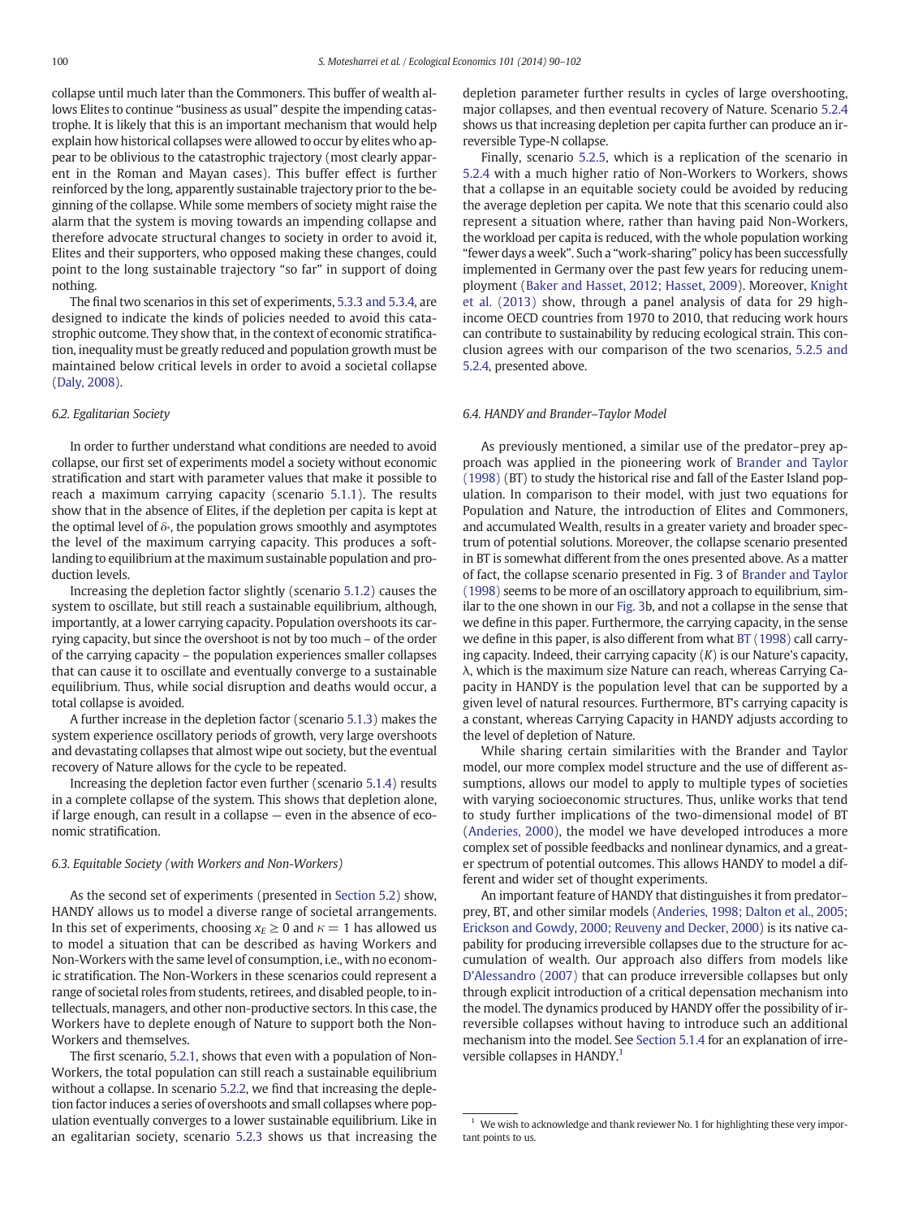collapse until much later than the Commoners. This buffer of wealth allows Elites to continue "business as usual" despite the impending catastrophe. It is likely that this is an important mechanism that would help explain how historical collapses were allowed to occur by elites who appear to be oblivious to the catastrophic trajectory (most clearly apparent in the Roman and Mayan cases). This buffer effect is further reinforced by the long, apparently sustainable trajectory prior to the beginning of the collapse. While some members of society might raise the alarm that the system is moving towards an impending collapse and therefore advocate structural changes to society in order to avoid it, Elites and their supporters, who opposed making these changes, could point to the long sustainable trajectory "so far" in support of doing nothing.

The final two scenarios in this set of experiments, 5.3.3 and 5.3.4, are designed to indicate the kinds of policies needed to avoid this catastrophic outcome. They show that, in the context of economic stratification, inequality must be greatly reduced and population growth must be maintained below critical levels in order to avoid a societal collapse (Daly, 2008).

### 6.2. Egalitarian Society

In order to further understand what conditions are needed to avoid collapse, our first set of experiments model a society without economic stratification and start with parameter values that make it possible to reach a maximum carrying capacity (scenario 5.1.1). The results show that in the absence of Elites, if the depletion per capita is kept at the optimal level of $\delta_*$, the population grows smoothly and asymptotes the level of the maximum carrying capacity. This produces a soft-landing to equilibrium at the maximum sustainable population and production levels.

Increasing the depletion factor slightly (scenario 5.1.2) causes the system to oscillate, but still reach a sustainable equilibrium, although, importantly, at a lower carrying capacity. Population overshoots its carrying capacity, but since the overshoot is not by too much – of the order of the carrying capacity – the population experiences smaller collapses that can cause it to oscillate and eventually converge to a sustainable equilibrium. Thus, while social disruption and deaths would occur, a total collapse is avoided.

A further increase in the depletion factor (scenario 5.1.3) makes the system experience oscillatory periods of growth, very large overshoots and devastating collapses that almost wipe out society, but the eventual recovery of Nature allows for the cycle to be repeated.

Increasing the depletion factor even further (scenario 5.1.4) results in a complete collapse of the system. This shows that depletion alone, if large enough, can result in a collapse — even in the absence of economic stratification.

### 6.3. Equitable Society (with Workers and Non-Workers)

As the second set of experiments (presented in Section 5.2) show, HANDY allows us to model a diverse range of societal arrangements. In this set of experiments, choosing $x_E \geq 0$ and $\kappa = 1$ has allowed us to model a situation that can be described as having Workers and Non-Workers with the same level of consumption, i.e., with no economic stratification. The Non-Workers in these scenarios could represent a range of societal roles from students, retirees, and disabled people, to intellectuals, managers, and other non-productive sectors. In this case, the Workers have to deplete enough of Nature to support both the Non-Workers and themselves.

The first scenario, 5.2.1, shows that even with a population of Non-Workers, the total population can still reach a sustainable equilibrium without a collapse. In scenario 5.2.2, we find that increasing the depletion factor induces a series of overshoots and small collapses where population eventually converges to a lower sustainable equilibrium. Like in an egalitarian society, scenario 5.2.3 shows us that increasing the depletion parameter further results in cycles of large overshooting, major collapses, and then eventual recovery of Nature. Scenario 5.2.4 shows us that increasing depletion per capita further can produce an irreversible Type-N collapse.

Finally, scenario 5.2.5, which is a replication of the scenario in 5.2.4 with a much higher ratio of Non-Workers to Workers, shows that a collapse in an equitable society could be avoided by reducing the average depletion per capita. We note that this scenario could also represent a situation where, rather than having paid Non-Workers, the workload per capita is reduced, with the whole population working "fewer days a week". Such a "work-sharing" policy has been successfully implemented in Germany over the past few years for reducing unemployment (Baker and Hasset, 2012; Hasset, 2009). Moreover, Knight et al. (2013) show, through a panel analysis of data for 29 high-income OECD countries from 1970 to 2010, that reducing work hours can contribute to sustainability by reducing ecological strain. This conclusion agrees with our comparison of the two scenarios, 5.2.5 and 5.2.4, presented above.

### 6.4. HANDY and Brander–Taylor Model

As previously mentioned, a similar use of the predator–prey approach was applied in the pioneering work of Brander and Taylor (1998) (BT) to study the historical rise and fall of the Easter Island population. In comparison to their model, with just two equations for Population and Nature, the introduction of Elites and Commoners, and accumulated Wealth, results in a greater variety and broader spectrum of potential solutions. Moreover, the collapse scenario presented in BT is somewhat different from the ones presented above. As a matter of fact, the collapse scenario presented in Fig. 3 of Brander and Taylor (1998) seems to be more of an oscillatory approach to equilibrium, similar to the one shown in our Fig. 3b, and not a collapse in the sense that we define in this paper. Furthermore, the carrying capacity, in the sense we define in this paper, is also different from what BT (1998) call carrying capacity. Indeed, their carrying capacity ($K$) is our Nature's capacity, $\lambda$, which is the maximum size Nature can reach, whereas Carrying Capacity in HANDY is the population level that can be supported by a given level of natural resources. Furthermore, BT's carrying capacity is a constant, whereas Carrying Capacity in HANDY adjusts according to the level of depletion of Nature.

While sharing certain similarities with the Brander and Taylor model, our more complex model structure and the use of different assumptions, allows our model to apply to multiple types of societies with varying socioeconomic structures. Thus, unlike works that tend to study further implications of the two-dimensional model of BT (Anderies, 2000), the model we have developed introduces a more complex set of possible feedbacks and nonlinear dynamics, and a greater spectrum of potential outcomes. This allows HANDY to model a different and wider set of thought experiments.

An important feature of HANDY that distinguishes it from predator–prey, BT, and other similar models (Anderies, 1998; Dalton et al., 2005; Erickson and Gowdy, 2000; Reuveny and Decker, 2000) is its native capability for producing irreversible collapses due to the structure for accumulation of wealth. Our approach also differs from models like D'Alessandro (2007) that can produce irreversible collapses but only through explicit introduction of a critical depensation mechanism into the model. The dynamics produced by HANDY offer the possibility of irreversible collapses without having to introduce such an additional mechanism into the model. See Section 5.1.4 for an explanation of irreversible collapses in HANDY.[1]

[1] We wish to acknowledge and thank reviewer No. 1 for highlighting these very important points to us.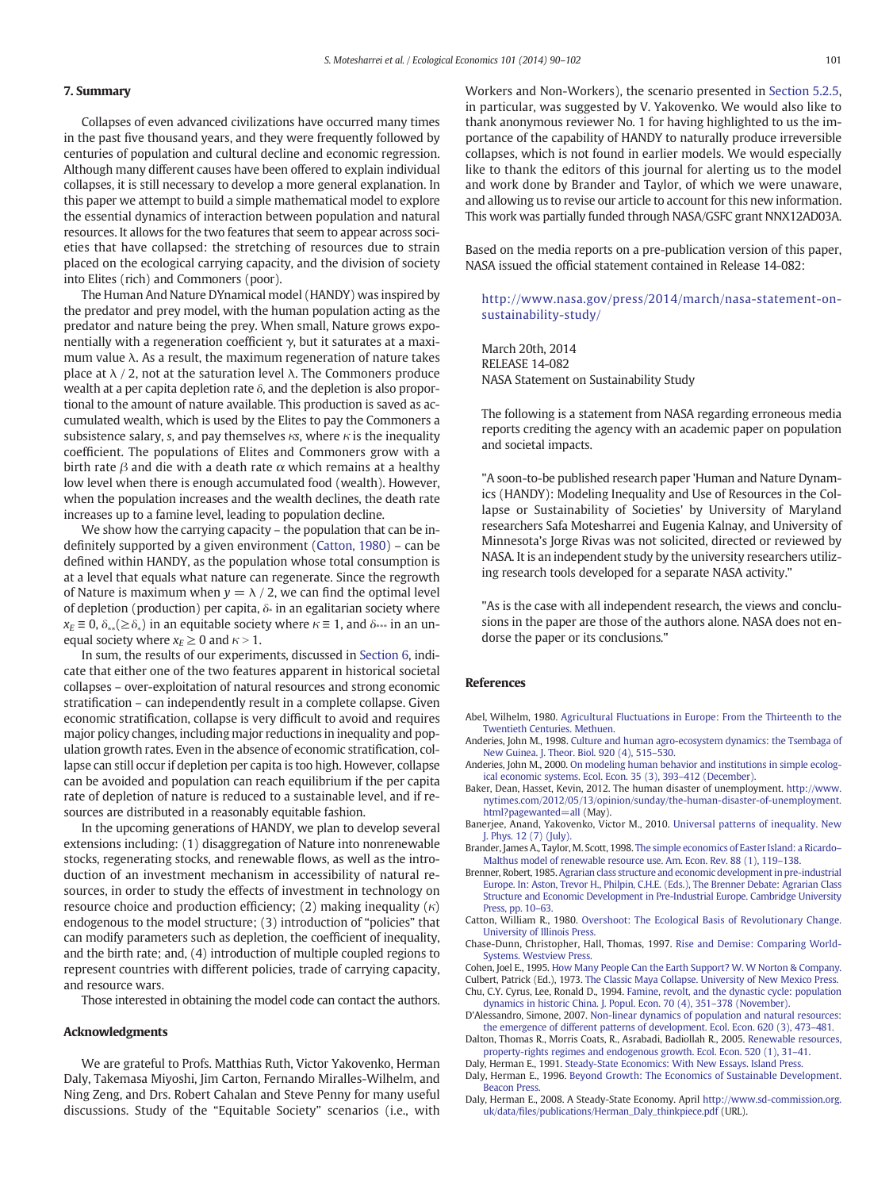## 7. Summary

Collapses of even advanced civilizations have occurred many times in the past five thousand years, and they were frequently followed by centuries of population and cultural decline and economic regression. Although many different causes have been offered to explain individual collapses, it is still necessary to develop a more general explanation. In this paper we attempt to build a simple mathematical model to explore the essential dynamics of interaction between population and natural resources. It allows for the two features that seem to appear across societies that have collapsed: the stretching of resources due to strain placed on the ecological carrying capacity, and the division of society into Elites (rich) and Commoners (poor).

The Human And Nature DYnamical model (HANDY) was inspired by the predator and prey model, with the human population acting as the predator and nature being the prey. When small, Nature grows exponentially with a regeneration coefficient $\gamma$, but it saturates at a maximum value $\lambda$. As a result, the maximum regeneration of nature takes place at $\lambda / 2$, not at the saturation level $\lambda$. The Commoners produce wealth at a per capita depletion rate $\delta$, and the depletion is also proportional to the amount of nature available. This production is saved as accumulated wealth, which is used by the Elites to pay the Commoners a subsistence salary, $s$, and pay themselves $\kappa s$, where $\kappa$ is the inequality coefficient. The populations of Elites and Commoners grow with a birth rate $\beta$ and die with a death rate $\alpha$ which remains at a healthy low level when there is enough accumulated food (wealth). However, when the population increases and the wealth declines, the death rate increases up to a famine level, leading to population decline.

We show how the carrying capacity – the population that can be indefinitely supported by a given environment (Catton, 1980) – can be defined within HANDY, as the population whose total consumption is at a level that equals what nature can regenerate. Since the regrowth of Nature is maximum when $y = \lambda / 2$, we can find the optimal level of depletion (production) per capita, $\delta_*$ in an egalitarian society where $x_E \equiv 0$, $\delta_{**}(\geq \delta_*)$ in an equitable society where $\kappa \equiv 1$, and $\delta_{***}$ in an unequal society where $x_E \geq 0$ and $\kappa > 1$.

In sum, the results of our experiments, discussed in Section 6, indicate that either one of the two features apparent in historical societal collapses – over-exploitation of natural resources and strong economic stratification – can independently result in a complete collapse. Given economic stratification, collapse is very difficult to avoid and requires major policy changes, including major reductions in inequality and population growth rates. Even in the absence of economic stratification, collapse can still occur if depletion per capita is too high. However, collapse can be avoided and population can reach equilibrium if the per capita rate of depletion of nature is reduced to a sustainable level, and if resources are distributed in a reasonably equitable fashion.

In the upcoming generations of HANDY, we plan to develop several extensions including: (1) disaggregation of Nature into nonrenewable stocks, regenerating stocks, and renewable flows, as well as the introduction of an investment mechanism in accessibility of natural resources, in order to study the effects of investment in technology on resource choice and production efficiency; (2) making inequality ($\kappa$) endogenous to the model structure; (3) introduction of "policies" that can modify parameters such as depletion, the coefficient of inequality, and the birth rate; and, (4) introduction of multiple coupled regions to represent countries with different policies, trade of carrying capacity, and resource wars.

Those interested in obtaining the model code can contact the authors.

## Acknowledgments

We are grateful to Profs. Matthias Ruth, Victor Yakovenko, Herman Daly, Takemasa Miyoshi, Jim Carton, Fernando Miralles-Wilhelm, and Ning Zeng, and Drs. Robert Cahalan and Steve Penny for many useful discussions. Study of the "Equitable Society" scenarios (i.e., with Workers and Non-Workers), the scenario presented in Section 5.2.5, in particular, was suggested by V. Yakovenko. We would also like to thank anonymous reviewer No. 1 for having highlighted to us the importance of the capability of HANDY to naturally produce irreversible collapses, which is not found in earlier models. We would especially like to thank the editors of this journal for alerting us to the model and work done by Brander and Taylor, of which we were unaware, and allowing us to revise our article to account for this new information. This work was partially funded through NASA/GSFC grant NNX12AD03A.

Based on the media reports on a pre-publication version of this paper, NASA issued the official statement contained in Release 14-082:

> http://www.nasa.gov/press/2014/march/nasa-statement-on-sustainability-study/
>
> March 20th, 2014
> RELEASE 14-082
> NASA Statement on Sustainability Study
>
> The following is a statement from NASA regarding erroneous media reports crediting the agency with an academic paper on population and societal impacts.
>
> "A soon-to-be published research paper 'Human and Nature Dynamics (HANDY): Modeling Inequality and Use of Resources in the Collapse or Sustainability of Societies' by University of Maryland researchers Safa Motesharrei and Eugenia Kalnay, and University of Minnesota's Jorge Rivas was not solicited, directed or reviewed by NASA. It is an independent study by the university researchers utilizing research tools developed for a separate NASA activity."
>
> "As is the case with all independent research, the views and conclusions in the paper are those of the authors alone. NASA does not endorse the paper or its conclusions."

## References

Abel, Wilhelm, 1980. Agricultural Fluctuations in Europe: From the Thirteenth to the Twentieth Centuries. Methuen.

Anderies, John M., 1998. Culture and human agro-ecosystem dynamics: the Tsembaga of New Guinea. J. Theor. Biol. 920 (4), 515–530.

Anderies, John M., 2000. On modeling human behavior and institutions in simple ecological economic systems. Ecol. Econ. 35 (3), 393–412 (December).

Baker, Dean, Hasset, Kevin, 2012. The human disaster of unemployment. http://www.nytimes.com/2012/05/13/opinion/sunday/the-human-disaster-of-unemployment.html?pagewanted=all (May).

Banerjee, Anand, Yakovenko, Victor M., 2010. Universal patterns of inequality. New J. Phys. 12 (7) (July).

Brander, James A., Taylor, M. Scott, 1998. The simple economics of Easter Island: a Ricardo–Malthus model of renewable resource use. Am. Econ. Rev. 88 (1), 119–138.

Brenner, Robert, 1985. Agrarian class structure and economic development in pre-industrial Europe. In: Aston, Trevor H., Philpin, C.H.E. (Eds.), The Brenner Debate: Agrarian Class Structure and Economic Development in Pre-Industrial Europe. Cambridge University Press, pp. 10–63.

Catton, William R., 1980. Overshoot: The Ecological Basis of Revolutionary Change. University of Illinois Press.

Chase-Dunn, Christopher, Hall, Thomas, 1997. Rise and Demise: Comparing World-Systems. Westview Press.

Cohen, Joel E., 1995. How Many People Can the Earth Support? W. W Norton & Company.

Culbert, Patrick (Ed.), 1973. The Classic Maya Collapse. University of New Mexico Press.

Chu, C.Y. Cyrus, Lee, Ronald D., 1994. Famine, revolt, and the dynastic cycle: population dynamics in historic China. J. Popul. Econ. 70 (4), 351–378 (November).

D'Alessandro, Simone, 2007. Non-linear dynamics of population and natural resources: the emergence of different patterns of development. Ecol. Econ. 620 (3), 473–481.

Dalton, Thomas R., Morris Coats, R., Asrabadi, Badiollah R., 2005. Renewable resources, property-rights regimes and endogenous growth. Ecol. Econ. 520 (1), 31–41.

Daly, Herman E., 1991. Steady-State Economics: With New Essays. Island Press.

Daly, Herman E., 1996. Beyond Growth: The Economics of Sustainable Development. Beacon Press.

Daly, Herman E., 2008. A Steady-State Economy. April http://www.sd-commission.org.uk/data/files/publications/Herman_Daly_thinkpiece.pdf (URL).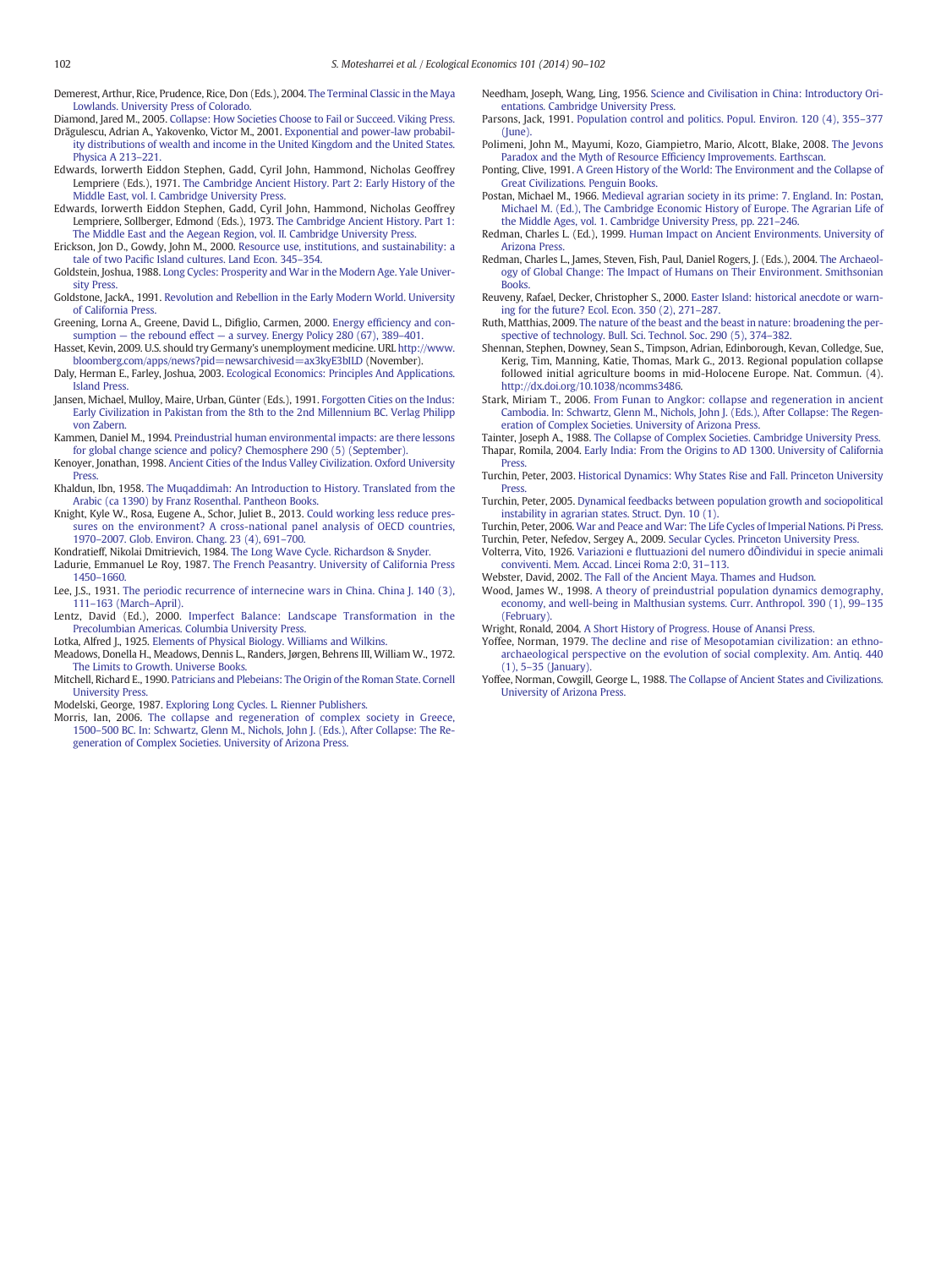Demerest, Arthur, Rice, Prudence, Rice, Don (Eds.), 2004. The Terminal Classic in the Maya Lowlands. University Press of Colorado.

Diamond, Jared M., 2005. Collapse: How Societies Choose to Fail or Succeed. Viking Press.

Drăgulescu, Adrian A., Yakovenko, Victor M., 2001. Exponential and power-law probability distributions of wealth and income in the United Kingdom and the United States. Physica A 213–221.

Edwards, Iorwerth Eiddon Stephen, Gadd, Cyril John, Hammond, Nicholas Geoffrey Lempriere (Eds.), 1971. The Cambridge Ancient History. Part 2: Early History of the Middle East, vol. I. Cambridge University Press.

Edwards, Iorwerth Eiddon Stephen, Gadd, Cyril John, Hammond, Nicholas Geoffrey Lempriere, Sollberger, Edmond (Eds.), 1973. The Cambridge Ancient History. Part 1: The Middle East and the Aegean Region, vol. II. Cambridge University Press.

Erickson, Jon D., Gowdy, John M., 2000. Resource use, institutions, and sustainability: a tale of two Pacific Island cultures. Land Econ. 345–354.

Goldstein, Joshua, 1988. Long Cycles: Prosperity and War in the Modern Age. Yale University Press.

Goldstone, JackA., 1991. Revolution and Rebellion in the Early Modern World. University of California Press.

Greening, Lorna A., Greene, David L., Difiglio, Carmen, 2000. Energy efficiency and consumption — the rebound effect — a survey. Energy Policy 280 (67), 389–401.

Hasset, Kevin, 2009. U.S. should try Germany's unemployment medicine. URL http://www.bloomberg.com/apps/news?pid=newsarchivesid=ax3kyE3bILD (November).

Daly, Herman E., Farley, Joshua, 2003. Ecological Economics: Principles And Applications. Island Press.

Jansen, Michael, Mulloy, Maire, Urban, Günter (Eds.), 1991. Forgotten Cities on the Indus: Early Civilization in Pakistan from the 8th to the 2nd Millennium BC. Verlag Philipp von Zabern.

Kammen, Daniel M., 1994. Preindustrial human environmental impacts: are there lessons for global change science and policy? Chemosphere 290 (5) (September).

Kenoyer, Jonathan, 1998. Ancient Cities of the Indus Valley Civilization. Oxford University Press.

Khaldun, Ibn, 1958. The Muqaddimah: An Introduction to History. Translated from the Arabic (ca 1390) by Franz Rosenthal. Pantheon Books.

Knight, Kyle W., Rosa, Eugene A., Schor, Juliet B., 2013. Could working less reduce pressures on the environment? A cross-national panel analysis of OECD countries, 1970–2007. Glob. Environ. Chang. 23 (4), 691–700.

Kondratieff, Nikolai Dmitrievich, 1984. The Long Wave Cycle. Richardson & Snyder.

Ladurie, Emmanuel Le Roy, 1987. The French Peasantry. University of California Press 1450–1660.

Lee, J.S., 1931. The periodic recurrence of internecine wars in China. China J. 140 (3), 111–163 (March–April).

Lentz, David (Ed.), 2000. Imperfect Balance: Landscape Transformation in the Precolumbian Americas. Columbia University Press.

Lotka, Alfred J., 1925. Elements of Physical Biology. Williams and Wilkins.

Meadows, Donella H., Meadows, Dennis L., Randers, Jørgen, Behrens III, William W., 1972. The Limits to Growth. Universe Books.

Mitchell, Richard E., 1990. Patricians and Plebeians: The Origin of the Roman State. Cornell University Press.

Modelski, George, 1987. Exploring Long Cycles. L. Rienner Publishers.

Morris, Ian, 2006. The collapse and regeneration of complex society in Greece, 1500–500 BC. In: Schwartz, Glenn M., Nichols, John J. (Eds.), After Collapse: The Regeneration of Complex Societies. University of Arizona Press.

Needham, Joseph, Wang, Ling, 1956. Science and Civilisation in China: Introductory Orientations. Cambridge University Press.

Parsons, Jack, 1991. Population control and politics. Popul. Environ. 120 (4), 355–377 (June).

Polimeni, John M., Mayumi, Kozo, Giampietro, Mario, Alcott, Blake, 2008. The Jevons Paradox and the Myth of Resource Efficiency Improvements. Earthscan.

Ponting, Clive, 1991. A Green History of the World: The Environment and the Collapse of Great Civilizations. Penguin Books.

Postan, Michael M., 1966. Medieval agrarian society in its prime: 7. England. In: Postan, Michael M. (Ed.), The Cambridge Economic History of Europe. The Agrarian Life of the Middle Ages, vol. 1. Cambridge University Press, pp. 221–246.

Redman, Charles L. (Ed.), 1999. Human Impact on Ancient Environments. University of Arizona Press.

Redman, Charles L., James, Steven, Fish, Paul, Daniel Rogers, J. (Eds.), 2004. The Archaeology of Global Change: The Impact of Humans on Their Environment. Smithsonian Books.

Reuveny, Rafael, Decker, Christopher S., 2000. Easter Island: historical anecdote or warning for the future? Ecol. Econ. 350 (2), 271–287.

Ruth, Matthias, 2009. The nature of the beast and the beast in nature: broadening the perspective of technology. Bull. Sci. Technol. Soc. 290 (5), 374–382.

Shennan, Stephen, Downey, Sean S., Timpson, Adrian, Edinborough, Kevan, Colledge, Sue, Kerig, Tim, Manning, Katie, Thomas, Mark G., 2013. Regional population collapse followed initial agriculture booms in mid-Holocene Europe. Nat. Commun. (4). http://dx.doi.org/10.1038/ncomms3486.

Stark, Miriam T., 2006. From Funan to Angkor: collapse and regeneration in ancient Cambodia. In: Schwartz, Glenn M., Nichols, John J. (Eds.), After Collapse: The Regeneration of Complex Societies. University of Arizona Press.

Tainter, Joseph A., 1988. The Collapse of Complex Societies. Cambridge University Press.

Thapar, Romila, 2004. Early India: From the Origins to AD 1300. University of California Press.

Turchin, Peter, 2003. Historical Dynamics: Why States Rise and Fall. Princeton University Press.

Turchin, Peter, 2005. Dynamical feedbacks between population growth and sociopolitical instability in agrarian states. Struct. Dyn. 10 (1).

Turchin, Peter, 2006. War and Peace and War: The Life Cycles of Imperial Nations. Pi Press.

Turchin, Peter, Nefedov, Sergey A., 2009. Secular Cycles. Princeton University Press.

Volterra, Vito, 1926. Variazioni e fluttuazioni del numero dÕindividui in specie animali conviventi. Mem. Accad. Lincei Roma 2:0, 31–113.

Webster, David, 2002. The Fall of the Ancient Maya. Thames and Hudson.

Wood, James W., 1998. A theory of preindustrial population dynamics demography, economy, and well-being in Malthusian systems. Curr. Anthropol. 390 (1), 99–135 (February).

Wright, Ronald, 2004. A Short History of Progress. House of Anansi Press.

Yoffee, Norman, 1979. The decline and rise of Mesopotamian civilization: an ethnoarchaeological perspective on the evolution of social complexity. Am. Antiq. 440 (1), 5–35 (January).

Yoffee, Norman, Cowgill, George L., 1988. The Collapse of Ancient States and Civilizations. University of Arizona Press.